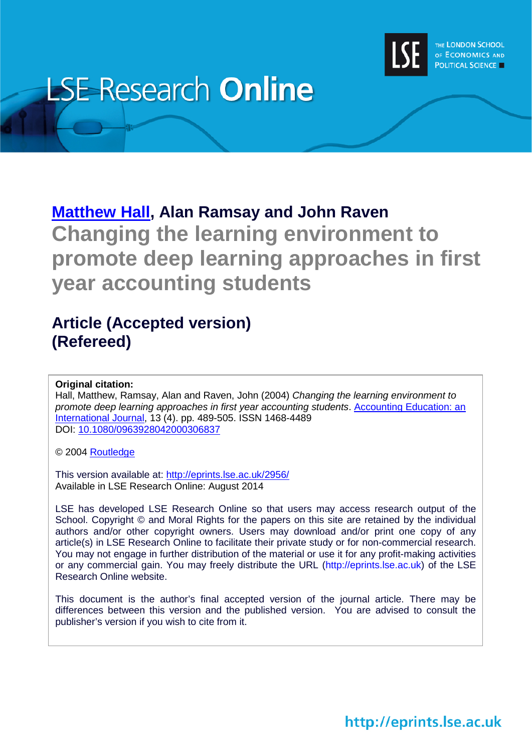LSE Research **Online**

THE LONDON SCHOOL OF ECONOMICS AND POLITICAL SCIENCE

**Matthew Hall, Alan Ramsay and John Raven**

# Changing the learning environment to promote deep learning approaches in first year accounting students

## Article (Accepted version)
## (Refereed)

**Original citation:**
Hall, Matthew, Ramsay, Alan and Raven, John (2004) *Changing the learning environment to promote deep learning approaches in first year accounting students*. Accounting Education: an International Journal, 13 (4). pp. 489-505. ISSN 1468-4489
DOI: 10.1080/0963928042000306837

© 2004 Routledge

This version available at: http://eprints.lse.ac.uk/2956/
Available in LSE Research Online: August 2014

LSE has developed LSE Research Online so that users may access research output of the School. Copyright © and Moral Rights for the papers on this site are retained by the individual authors and/or other copyright owners. Users may download and/or print one copy of any article(s) in LSE Research Online to facilitate their private study or for non-commercial research. You may not engage in further distribution of the material or use it for any profit-making activities or any commercial gain. You may freely distribute the URL (http://eprints.lse.ac.uk) of the LSE Research Online website.

This document is the author's final accepted version of the journal article. There may be differences between this version and the published version. You are advised to consult the publisher's version if you wish to cite from it.

http://eprints.lse.ac.uk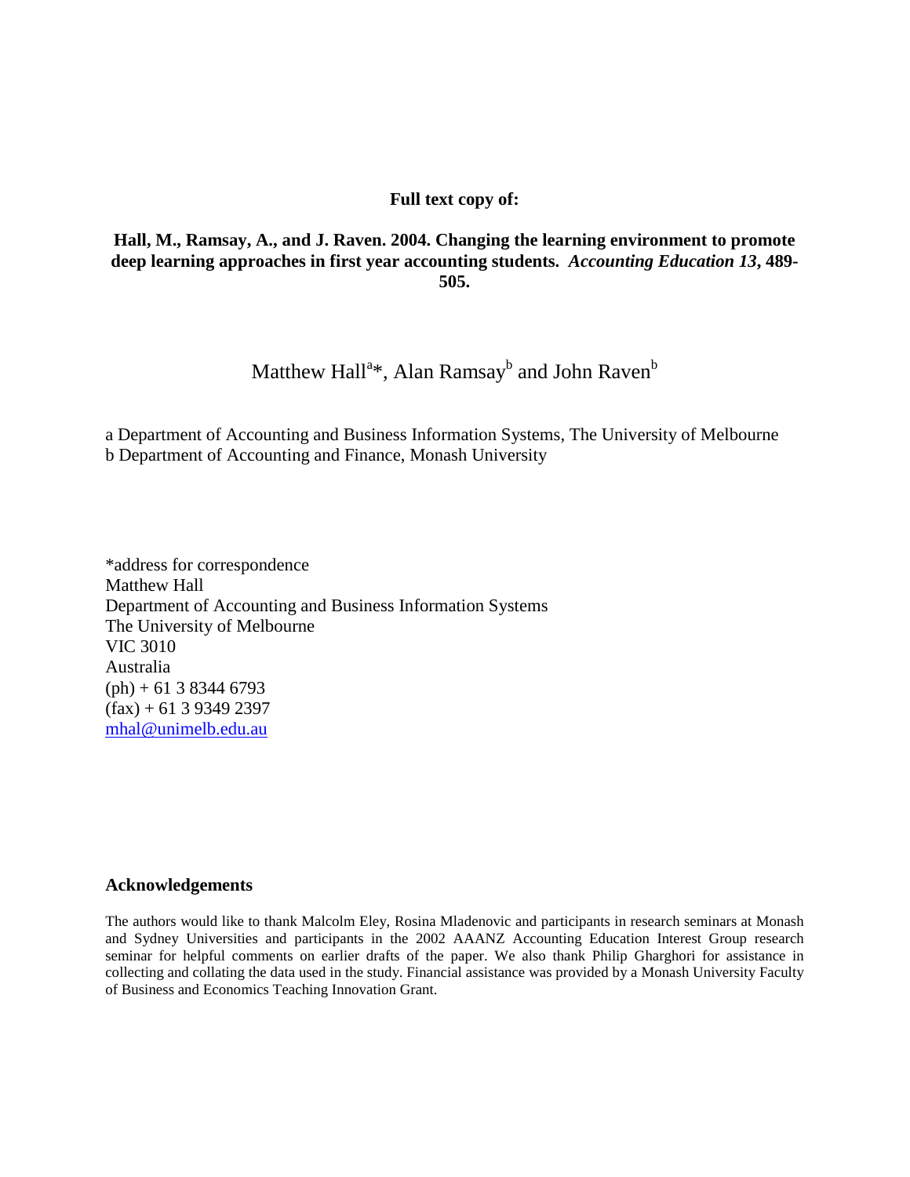**Full text copy of:**

**Hall, M., Ramsay, A., and J. Raven. 2004. Changing the learning environment to promote deep learning approaches in first year accounting students. *Accounting Education 13*, 489-505.**

Matthew Hall[a]*, Alan Ramsay[b] and John Raven[b]

a Department of Accounting and Business Information Systems, The University of Melbourne
b Department of Accounting and Finance, Monash University

*address for correspondence
Matthew Hall
Department of Accounting and Business Information Systems
The University of Melbourne
VIC 3010
Australia
(ph) + 61 3 8344 6793
(fax) + 61 3 9349 2397
mhal@unimelb.edu.au

## Acknowledgements

The authors would like to thank Malcolm Eley, Rosina Mladenovic and participants in research seminars at Monash and Sydney Universities and participants in the 2002 AAANZ Accounting Education Interest Group research seminar for helpful comments on earlier drafts of the paper. We also thank Philip Gharghori for assistance in collecting and collating the data used in the study. Financial assistance was provided by a Monash University Faculty of Business and Economics Teaching Innovation Grant.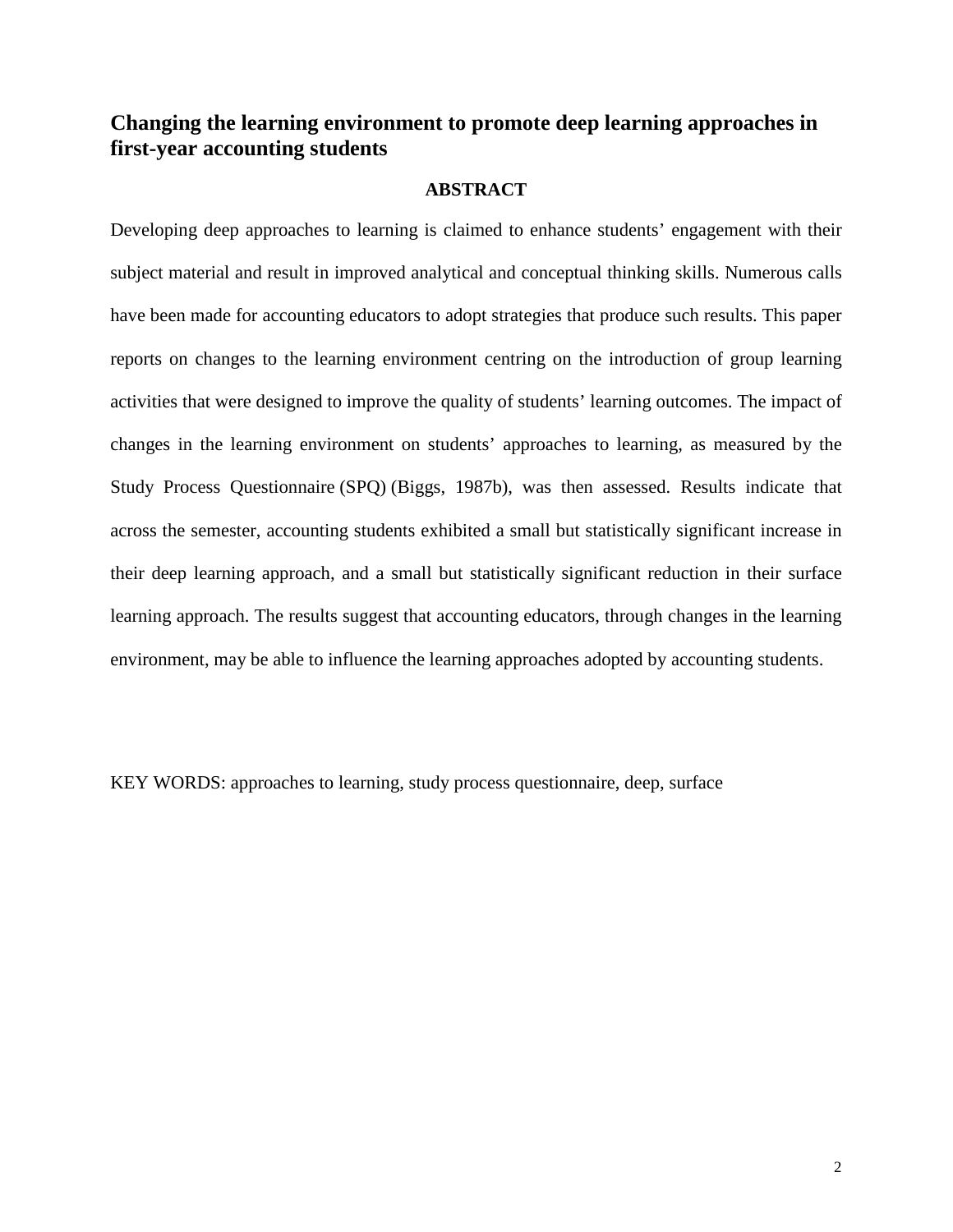# Changing the learning environment to promote deep learning approaches in first-year accounting students

## ABSTRACT

Developing deep approaches to learning is claimed to enhance students' engagement with their subject material and result in improved analytical and conceptual thinking skills. Numerous calls have been made for accounting educators to adopt strategies that produce such results. This paper reports on changes to the learning environment centring on the introduction of group learning activities that were designed to improve the quality of students' learning outcomes. The impact of changes in the learning environment on students' approaches to learning, as measured by the Study Process Questionnaire (SPQ) (Biggs, 1987b), was then assessed. Results indicate that across the semester, accounting students exhibited a small but statistically significant increase in their deep learning approach, and a small but statistically significant reduction in their surface learning approach. The results suggest that accounting educators, through changes in the learning environment, may be able to influence the learning approaches adopted by accounting students.

KEY WORDS: approaches to learning, study process questionnaire, deep, surface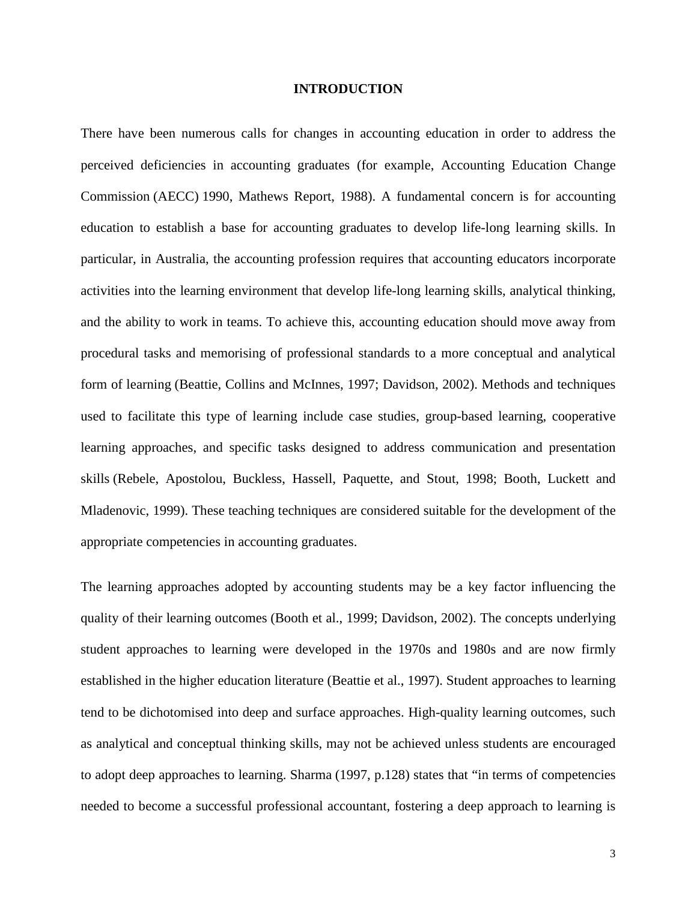# INTRODUCTION

There have been numerous calls for changes in accounting education in order to address the perceived deficiencies in accounting graduates (for example, Accounting Education Change Commission (AECC) 1990, Mathews Report, 1988). A fundamental concern is for accounting education to establish a base for accounting graduates to develop life-long learning skills. In particular, in Australia, the accounting profession requires that accounting educators incorporate activities into the learning environment that develop life-long learning skills, analytical thinking, and the ability to work in teams. To achieve this, accounting education should move away from procedural tasks and memorising of professional standards to a more conceptual and analytical form of learning (Beattie, Collins and McInnes, 1997; Davidson, 2002). Methods and techniques used to facilitate this type of learning include case studies, group-based learning, cooperative learning approaches, and specific tasks designed to address communication and presentation skills (Rebele, Apostolou, Buckless, Hassell, Paquette, and Stout, 1998; Booth, Luckett and Mladenovic, 1999). These teaching techniques are considered suitable for the development of the appropriate competencies in accounting graduates.

The learning approaches adopted by accounting students may be a key factor influencing the quality of their learning outcomes (Booth et al., 1999; Davidson, 2002). The concepts underlying student approaches to learning were developed in the 1970s and 1980s and are now firmly established in the higher education literature (Beattie et al., 1997). Student approaches to learning tend to be dichotomised into deep and surface approaches. High-quality learning outcomes, such as analytical and conceptual thinking skills, may not be achieved unless students are encouraged to adopt deep approaches to learning. Sharma (1997, p.128) states that "in terms of competencies needed to become a successful professional accountant, fostering a deep approach to learning is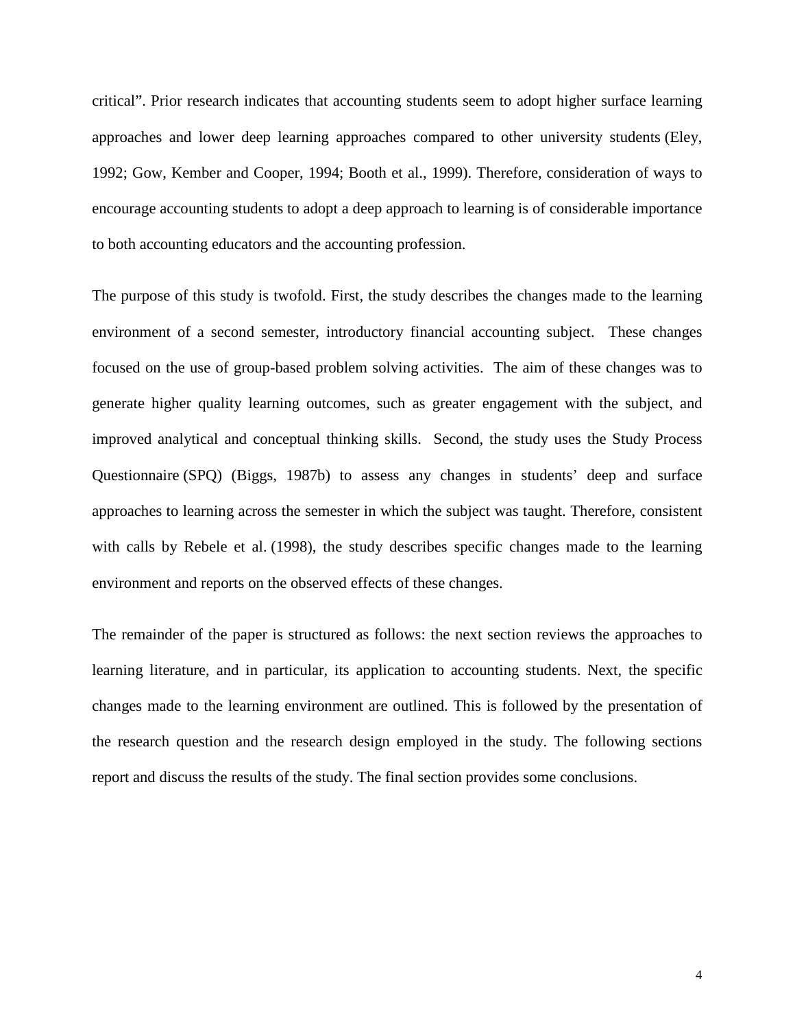critical". Prior research indicates that accounting students seem to adopt higher surface learning approaches and lower deep learning approaches compared to other university students (Eley, 1992; Gow, Kember and Cooper, 1994; Booth et al., 1999). Therefore, consideration of ways to encourage accounting students to adopt a deep approach to learning is of considerable importance to both accounting educators and the accounting profession.

The purpose of this study is twofold. First, the study describes the changes made to the learning environment of a second semester, introductory financial accounting subject. These changes focused on the use of group-based problem solving activities. The aim of these changes was to generate higher quality learning outcomes, such as greater engagement with the subject, and improved analytical and conceptual thinking skills. Second, the study uses the Study Process Questionnaire (SPQ) (Biggs, 1987b) to assess any changes in students' deep and surface approaches to learning across the semester in which the subject was taught. Therefore, consistent with calls by Rebele et al. (1998), the study describes specific changes made to the learning environment and reports on the observed effects of these changes.

The remainder of the paper is structured as follows: the next section reviews the approaches to learning literature, and in particular, its application to accounting students. Next, the specific changes made to the learning environment are outlined. This is followed by the presentation of the research question and the research design employed in the study. The following sections report and discuss the results of the study. The final section provides some conclusions.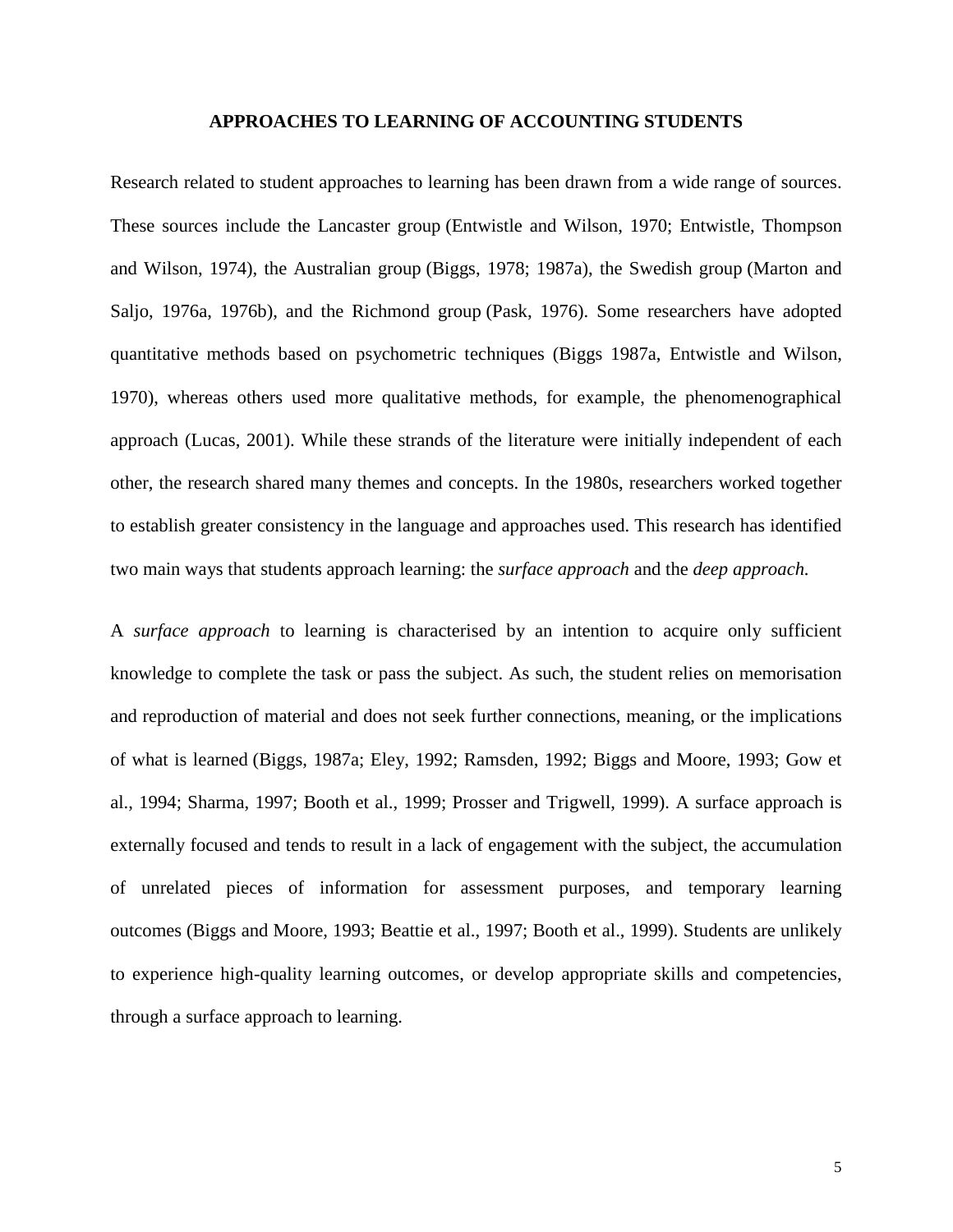## APPROACHES TO LEARNING OF ACCOUNTING STUDENTS

Research related to student approaches to learning has been drawn from a wide range of sources. These sources include the Lancaster group (Entwistle and Wilson, 1970; Entwistle, Thompson and Wilson, 1974), the Australian group (Biggs, 1978; 1987a), the Swedish group (Marton and Saljo, 1976a, 1976b), and the Richmond group (Pask, 1976). Some researchers have adopted quantitative methods based on psychometric techniques (Biggs 1987a, Entwistle and Wilson, 1970), whereas others used more qualitative methods, for example, the phenomenographical approach (Lucas, 2001). While these strands of the literature were initially independent of each other, the research shared many themes and concepts. In the 1980s, researchers worked together to establish greater consistency in the language and approaches used. This research has identified two main ways that students approach learning: the *surface approach* and the *deep approach.*

A *surface approach* to learning is characterised by an intention to acquire only sufficient knowledge to complete the task or pass the subject. As such, the student relies on memorisation and reproduction of material and does not seek further connections, meaning, or the implications of what is learned (Biggs, 1987a; Eley, 1992; Ramsden, 1992; Biggs and Moore, 1993; Gow et al., 1994; Sharma, 1997; Booth et al., 1999; Prosser and Trigwell, 1999). A surface approach is externally focused and tends to result in a lack of engagement with the subject, the accumulation of unrelated pieces of information for assessment purposes, and temporary learning outcomes (Biggs and Moore, 1993; Beattie et al., 1997; Booth et al., 1999). Students are unlikely to experience high-quality learning outcomes, or develop appropriate skills and competencies, through a surface approach to learning.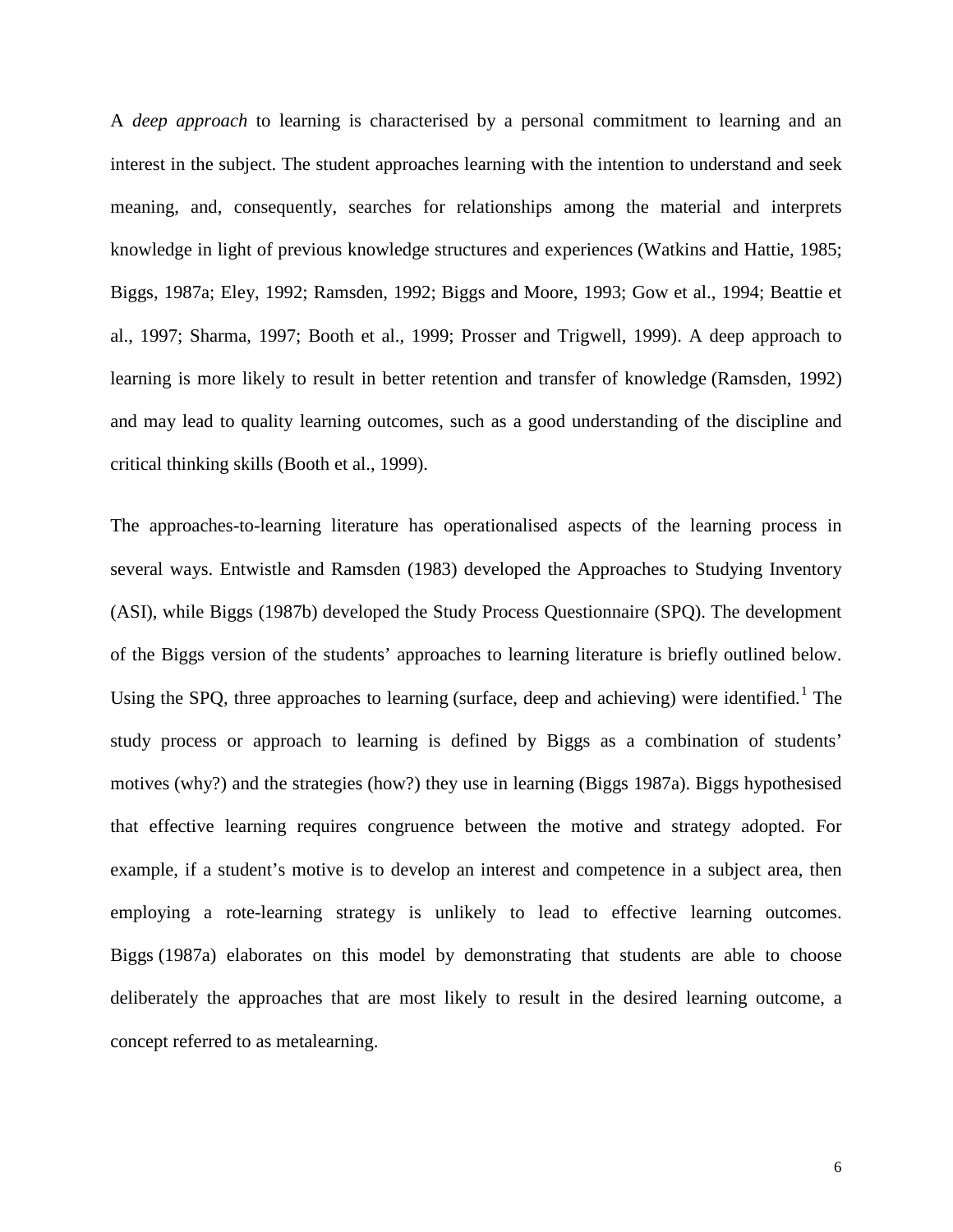A *deep approach* to learning is characterised by a personal commitment to learning and an interest in the subject. The student approaches learning with the intention to understand and seek meaning, and, consequently, searches for relationships among the material and interprets knowledge in light of previous knowledge structures and experiences (Watkins and Hattie, 1985; Biggs, 1987a; Eley, 1992; Ramsden, 1992; Biggs and Moore, 1993; Gow et al., 1994; Beattie et al., 1997; Sharma, 1997; Booth et al., 1999; Prosser and Trigwell, 1999). A deep approach to learning is more likely to result in better retention and transfer of knowledge (Ramsden, 1992) and may lead to quality learning outcomes, such as a good understanding of the discipline and critical thinking skills (Booth et al., 1999).

The approaches-to-learning literature has operationalised aspects of the learning process in several ways. Entwistle and Ramsden (1983) developed the Approaches to Studying Inventory (ASI), while Biggs (1987b) developed the Study Process Questionnaire (SPQ). The development of the Biggs version of the students' approaches to learning literature is briefly outlined below. Using the SPQ, three approaches to learning (surface, deep and achieving) were identified.[1] The study process or approach to learning is defined by Biggs as a combination of students' motives (why?) and the strategies (how?) they use in learning (Biggs 1987a). Biggs hypothesised that effective learning requires congruence between the motive and strategy adopted. For example, if a student's motive is to develop an interest and competence in a subject area, then employing a rote-learning strategy is unlikely to lead to effective learning outcomes. Biggs (1987a) elaborates on this model by demonstrating that students are able to choose deliberately the approaches that are most likely to result in the desired learning outcome, a concept referred to as metalearning.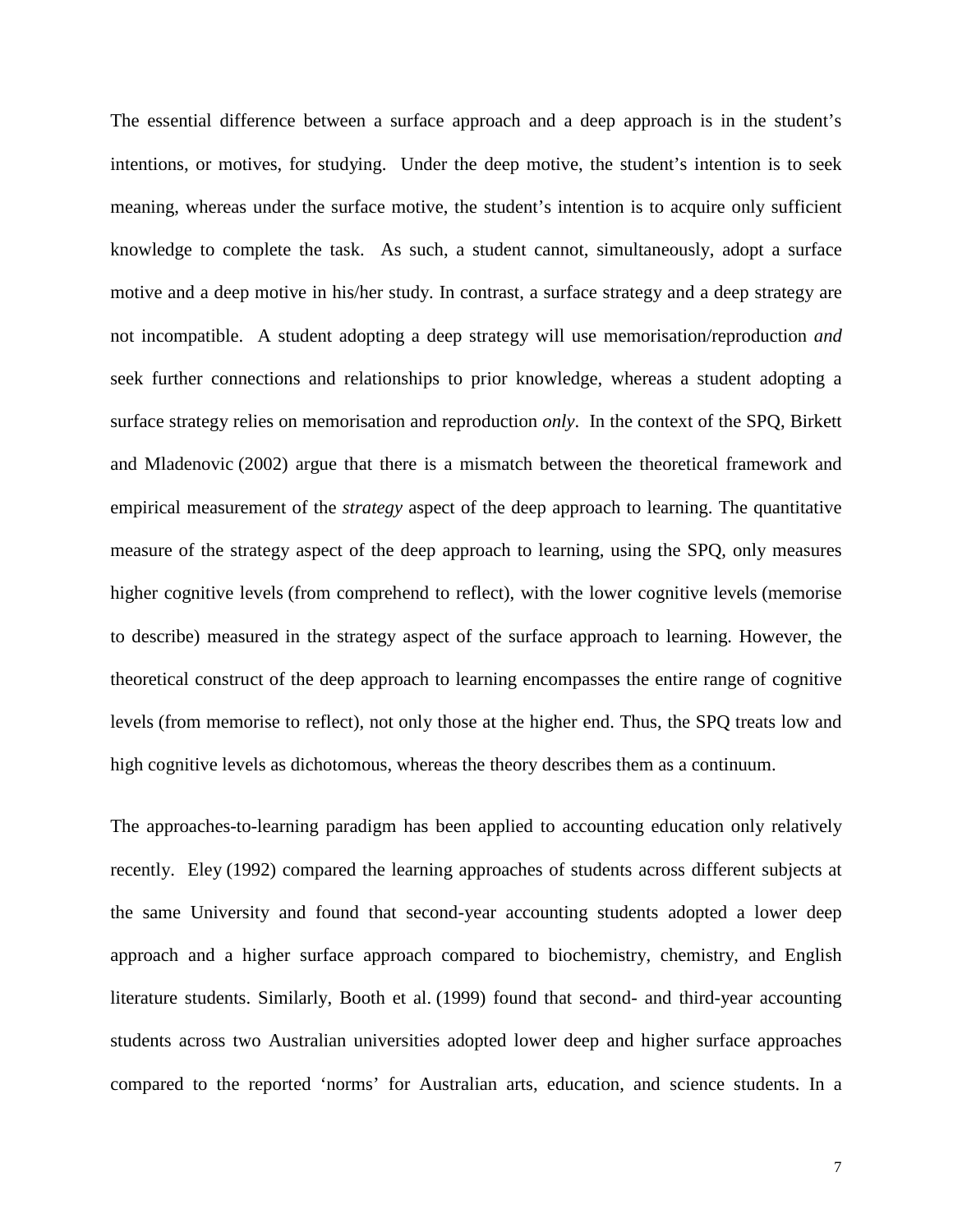The essential difference between a surface approach and a deep approach is in the student's intentions, or motives, for studying. Under the deep motive, the student's intention is to seek meaning, whereas under the surface motive, the student's intention is to acquire only sufficient knowledge to complete the task. As such, a student cannot, simultaneously, adopt a surface motive and a deep motive in his/her study. In contrast, a surface strategy and a deep strategy are not incompatible. A student adopting a deep strategy will use memorisation/reproduction *and* seek further connections and relationships to prior knowledge, whereas a student adopting a surface strategy relies on memorisation and reproduction *only*. In the context of the SPQ, Birkett and Mladenovic (2002) argue that there is a mismatch between the theoretical framework and empirical measurement of the *strategy* aspect of the deep approach to learning. The quantitative measure of the strategy aspect of the deep approach to learning, using the SPQ, only measures higher cognitive levels (from comprehend to reflect), with the lower cognitive levels (memorise to describe) measured in the strategy aspect of the surface approach to learning. However, the theoretical construct of the deep approach to learning encompasses the entire range of cognitive levels (from memorise to reflect), not only those at the higher end. Thus, the SPQ treats low and high cognitive levels as dichotomous, whereas the theory describes them as a continuum.

The approaches-to-learning paradigm has been applied to accounting education only relatively recently. Eley (1992) compared the learning approaches of students across different subjects at the same University and found that second-year accounting students adopted a lower deep approach and a higher surface approach compared to biochemistry, chemistry, and English literature students. Similarly, Booth et al. (1999) found that second- and third-year accounting students across two Australian universities adopted lower deep and higher surface approaches compared to the reported 'norms' for Australian arts, education, and science students. In a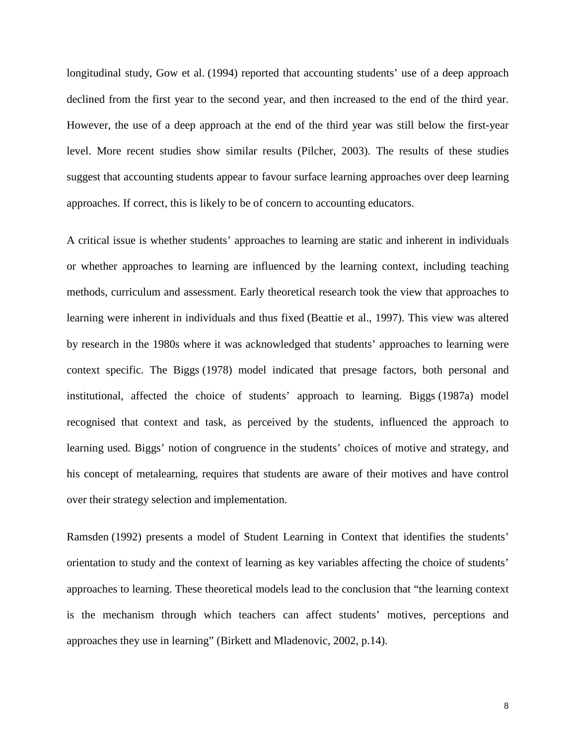longitudinal study, Gow et al. (1994) reported that accounting students' use of a deep approach declined from the first year to the second year, and then increased to the end of the third year. However, the use of a deep approach at the end of the third year was still below the first-year level. More recent studies show similar results (Pilcher, 2003). The results of these studies suggest that accounting students appear to favour surface learning approaches over deep learning approaches. If correct, this is likely to be of concern to accounting educators.

A critical issue is whether students' approaches to learning are static and inherent in individuals or whether approaches to learning are influenced by the learning context, including teaching methods, curriculum and assessment. Early theoretical research took the view that approaches to learning were inherent in individuals and thus fixed (Beattie et al., 1997). This view was altered by research in the 1980s where it was acknowledged that students' approaches to learning were context specific. The Biggs (1978) model indicated that presage factors, both personal and institutional, affected the choice of students' approach to learning. Biggs (1987a) model recognised that context and task, as perceived by the students, influenced the approach to learning used. Biggs' notion of congruence in the students' choices of motive and strategy, and his concept of metalearning, requires that students are aware of their motives and have control over their strategy selection and implementation.

Ramsden (1992) presents a model of Student Learning in Context that identifies the students' orientation to study and the context of learning as key variables affecting the choice of students' approaches to learning. These theoretical models lead to the conclusion that "the learning context is the mechanism through which teachers can affect students' motives, perceptions and approaches they use in learning" (Birkett and Mladenovic, 2002, p.14).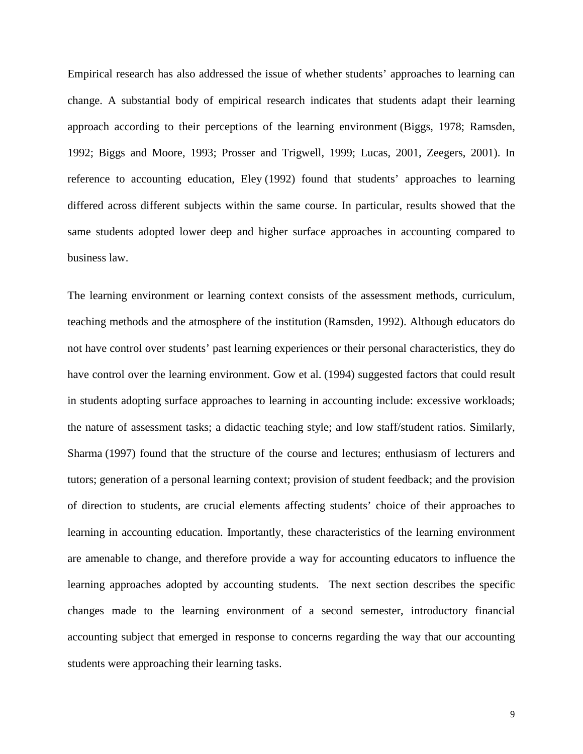Empirical research has also addressed the issue of whether students' approaches to learning can change. A substantial body of empirical research indicates that students adapt their learning approach according to their perceptions of the learning environment (Biggs, 1978; Ramsden, 1992; Biggs and Moore, 1993; Prosser and Trigwell, 1999; Lucas, 2001, Zeegers, 2001). In reference to accounting education, Eley (1992) found that students' approaches to learning differed across different subjects within the same course. In particular, results showed that the same students adopted lower deep and higher surface approaches in accounting compared to business law.

The learning environment or learning context consists of the assessment methods, curriculum, teaching methods and the atmosphere of the institution (Ramsden, 1992). Although educators do not have control over students' past learning experiences or their personal characteristics, they do have control over the learning environment. Gow et al. (1994) suggested factors that could result in students adopting surface approaches to learning in accounting include: excessive workloads; the nature of assessment tasks; a didactic teaching style; and low staff/student ratios. Similarly, Sharma (1997) found that the structure of the course and lectures; enthusiasm of lecturers and tutors; generation of a personal learning context; provision of student feedback; and the provision of direction to students, are crucial elements affecting students' choice of their approaches to learning in accounting education. Importantly, these characteristics of the learning environment are amenable to change, and therefore provide a way for accounting educators to influence the learning approaches adopted by accounting students. The next section describes the specific changes made to the learning environment of a second semester, introductory financial accounting subject that emerged in response to concerns regarding the way that our accounting students were approaching their learning tasks.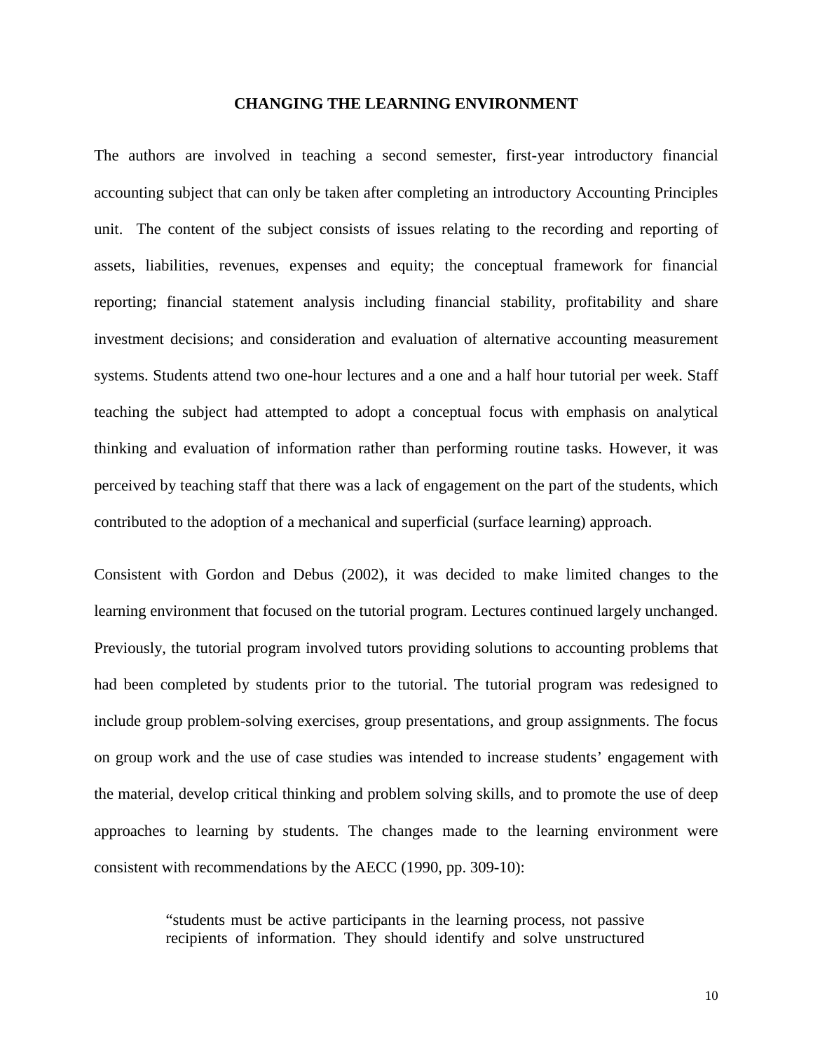## CHANGING THE LEARNING ENVIRONMENT

The authors are involved in teaching a second semester, first-year introductory financial accounting subject that can only be taken after completing an introductory Accounting Principles unit. The content of the subject consists of issues relating to the recording and reporting of assets, liabilities, revenues, expenses and equity; the conceptual framework for financial reporting; financial statement analysis including financial stability, profitability and share investment decisions; and consideration and evaluation of alternative accounting measurement systems. Students attend two one-hour lectures and a one and a half hour tutorial per week. Staff teaching the subject had attempted to adopt a conceptual focus with emphasis on analytical thinking and evaluation of information rather than performing routine tasks. However, it was perceived by teaching staff that there was a lack of engagement on the part of the students, which contributed to the adoption of a mechanical and superficial (surface learning) approach.

Consistent with Gordon and Debus (2002), it was decided to make limited changes to the learning environment that focused on the tutorial program. Lectures continued largely unchanged. Previously, the tutorial program involved tutors providing solutions to accounting problems that had been completed by students prior to the tutorial. The tutorial program was redesigned to include group problem-solving exercises, group presentations, and group assignments. The focus on group work and the use of case studies was intended to increase students' engagement with the material, develop critical thinking and problem solving skills, and to promote the use of deep approaches to learning by students. The changes made to the learning environment were consistent with recommendations by the AECC (1990, pp. 309-10):

> "students must be active participants in the learning process, not passive recipients of information. They should identify and solve unstructured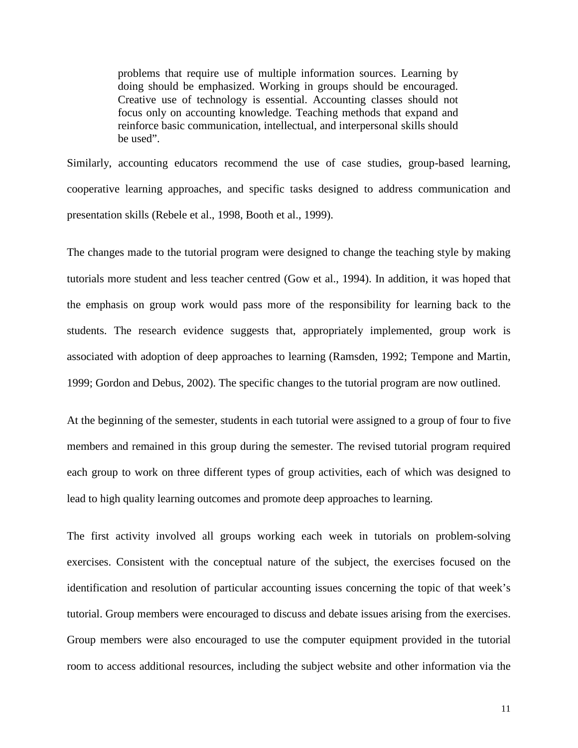> problems that require use of multiple information sources. Learning by doing should be emphasized. Working in groups should be encouraged. Creative use of technology is essential. Accounting classes should not focus only on accounting knowledge. Teaching methods that expand and reinforce basic communication, intellectual, and interpersonal skills should be used".

Similarly, accounting educators recommend the use of case studies, group-based learning, cooperative learning approaches, and specific tasks designed to address communication and presentation skills (Rebele et al., 1998, Booth et al., 1999).

The changes made to the tutorial program were designed to change the teaching style by making tutorials more student and less teacher centred (Gow et al., 1994). In addition, it was hoped that the emphasis on group work would pass more of the responsibility for learning back to the students. The research evidence suggests that, appropriately implemented, group work is associated with adoption of deep approaches to learning (Ramsden, 1992; Tempone and Martin, 1999; Gordon and Debus, 2002). The specific changes to the tutorial program are now outlined.

At the beginning of the semester, students in each tutorial were assigned to a group of four to five members and remained in this group during the semester. The revised tutorial program required each group to work on three different types of group activities, each of which was designed to lead to high quality learning outcomes and promote deep approaches to learning.

The first activity involved all groups working each week in tutorials on problem-solving exercises. Consistent with the conceptual nature of the subject, the exercises focused on the identification and resolution of particular accounting issues concerning the topic of that week's tutorial. Group members were encouraged to discuss and debate issues arising from the exercises. Group members were also encouraged to use the computer equipment provided in the tutorial room to access additional resources, including the subject website and other information via the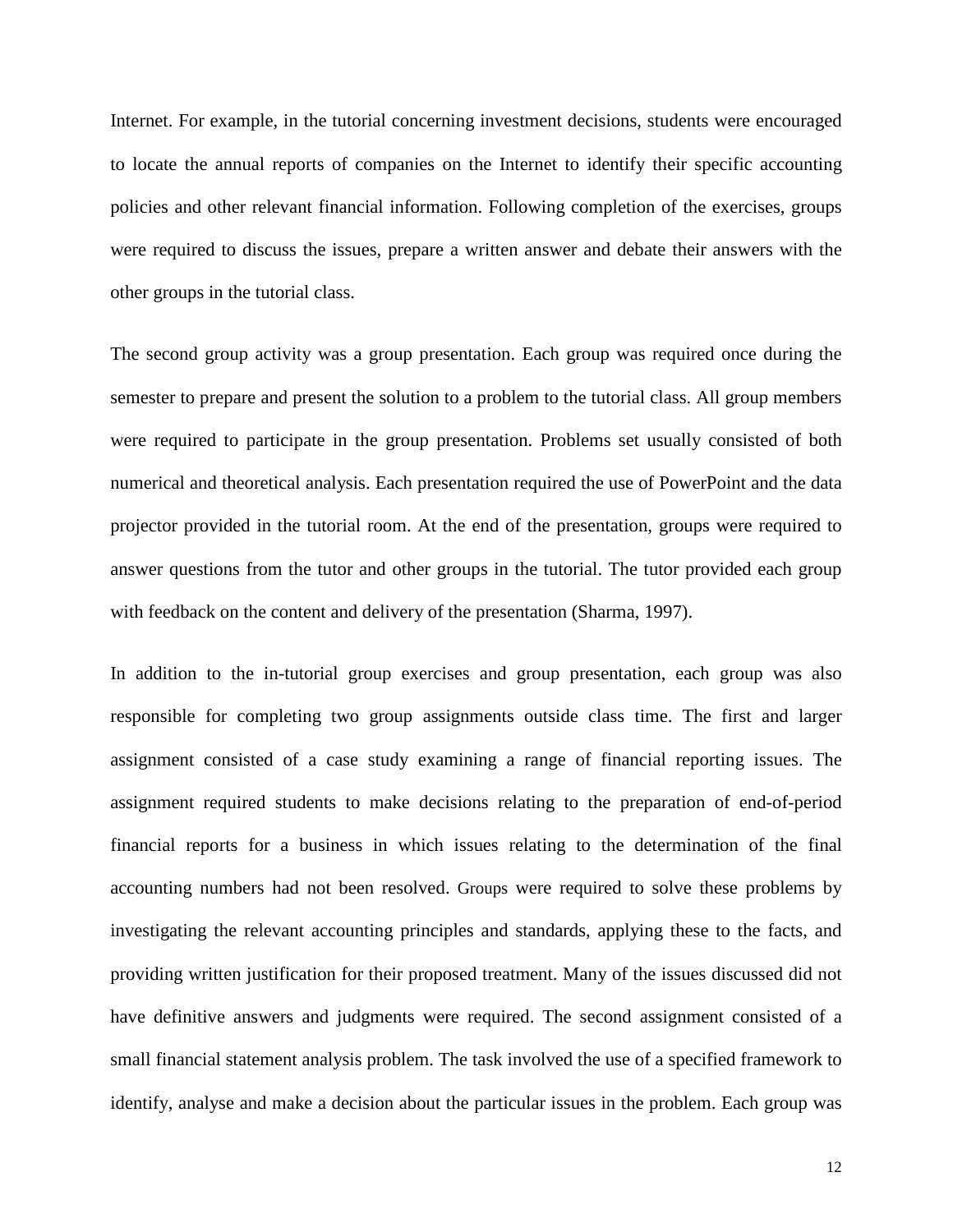Internet. For example, in the tutorial concerning investment decisions, students were encouraged to locate the annual reports of companies on the Internet to identify their specific accounting policies and other relevant financial information. Following completion of the exercises, groups were required to discuss the issues, prepare a written answer and debate their answers with the other groups in the tutorial class.

The second group activity was a group presentation. Each group was required once during the semester to prepare and present the solution to a problem to the tutorial class. All group members were required to participate in the group presentation. Problems set usually consisted of both numerical and theoretical analysis. Each presentation required the use of PowerPoint and the data projector provided in the tutorial room. At the end of the presentation, groups were required to answer questions from the tutor and other groups in the tutorial. The tutor provided each group with feedback on the content and delivery of the presentation (Sharma, 1997).

In addition to the in-tutorial group exercises and group presentation, each group was also responsible for completing two group assignments outside class time. The first and larger assignment consisted of a case study examining a range of financial reporting issues. The assignment required students to make decisions relating to the preparation of end-of-period financial reports for a business in which issues relating to the determination of the final accounting numbers had not been resolved. Groups were required to solve these problems by investigating the relevant accounting principles and standards, applying these to the facts, and providing written justification for their proposed treatment. Many of the issues discussed did not have definitive answers and judgments were required. The second assignment consisted of a small financial statement analysis problem. The task involved the use of a specified framework to identify, analyse and make a decision about the particular issues in the problem. Each group was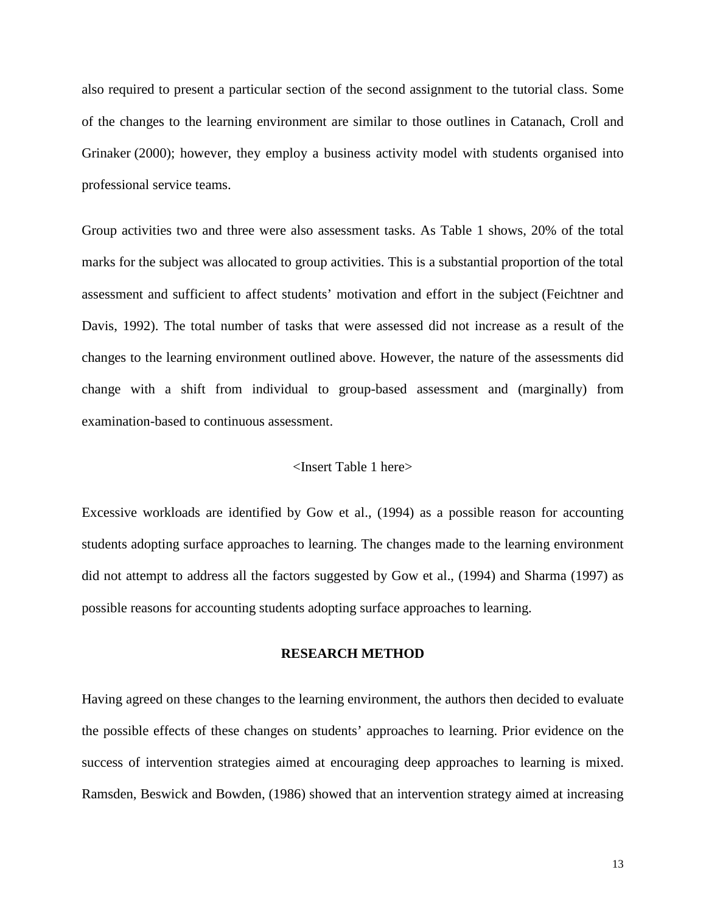also required to present a particular section of the second assignment to the tutorial class. Some of the changes to the learning environment are similar to those outlines in Catanach, Croll and Grinaker (2000); however, they employ a business activity model with students organised into professional service teams.

Group activities two and three were also assessment tasks. As Table 1 shows, 20% of the total marks for the subject was allocated to group activities. This is a substantial proportion of the total assessment and sufficient to affect students' motivation and effort in the subject (Feichtner and Davis, 1992). The total number of tasks that were assessed did not increase as a result of the changes to the learning environment outlined above. However, the nature of the assessments did change with a shift from individual to group-based assessment and (marginally) from examination-based to continuous assessment.

<Insert Table 1 here>

Excessive workloads are identified by Gow et al., (1994) as a possible reason for accounting students adopting surface approaches to learning. The changes made to the learning environment did not attempt to address all the factors suggested by Gow et al., (1994) and Sharma (1997) as possible reasons for accounting students adopting surface approaches to learning.

## RESEARCH METHOD

Having agreed on these changes to the learning environment, the authors then decided to evaluate the possible effects of these changes on students' approaches to learning. Prior evidence on the success of intervention strategies aimed at encouraging deep approaches to learning is mixed. Ramsden, Beswick and Bowden, (1986) showed that an intervention strategy aimed at increasing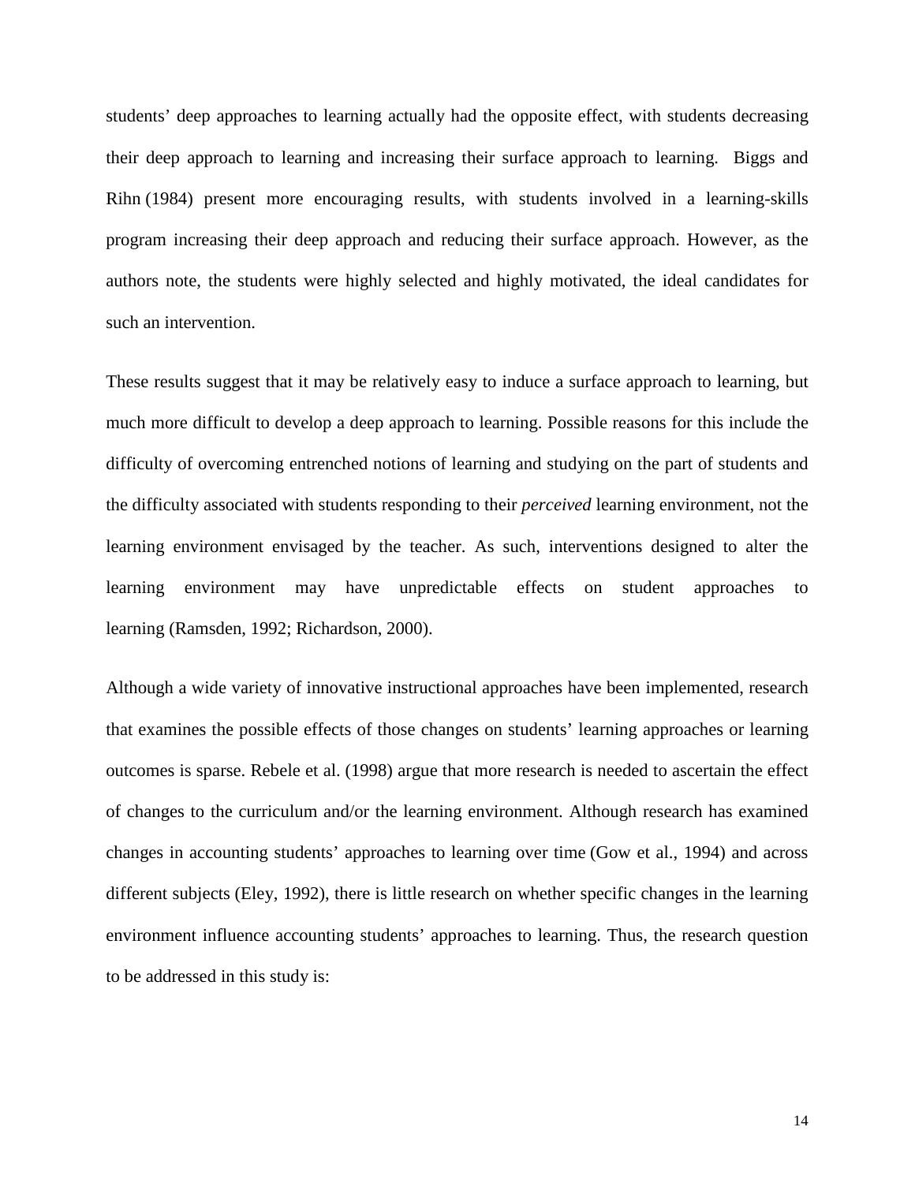students' deep approaches to learning actually had the opposite effect, with students decreasing their deep approach to learning and increasing their surface approach to learning. Biggs and Rihn (1984) present more encouraging results, with students involved in a learning-skills program increasing their deep approach and reducing their surface approach. However, as the authors note, the students were highly selected and highly motivated, the ideal candidates for such an intervention.

These results suggest that it may be relatively easy to induce a surface approach to learning, but much more difficult to develop a deep approach to learning. Possible reasons for this include the difficulty of overcoming entrenched notions of learning and studying on the part of students and the difficulty associated with students responding to their *perceived* learning environment, not the learning environment envisaged by the teacher. As such, interventions designed to alter the learning environment may have unpredictable effects on student approaches to learning (Ramsden, 1992; Richardson, 2000).

Although a wide variety of innovative instructional approaches have been implemented, research that examines the possible effects of those changes on students' learning approaches or learning outcomes is sparse. Rebele et al. (1998) argue that more research is needed to ascertain the effect of changes to the curriculum and/or the learning environment. Although research has examined changes in accounting students' approaches to learning over time (Gow et al., 1994) and across different subjects (Eley, 1992), there is little research on whether specific changes in the learning environment influence accounting students' approaches to learning. Thus, the research question to be addressed in this study is: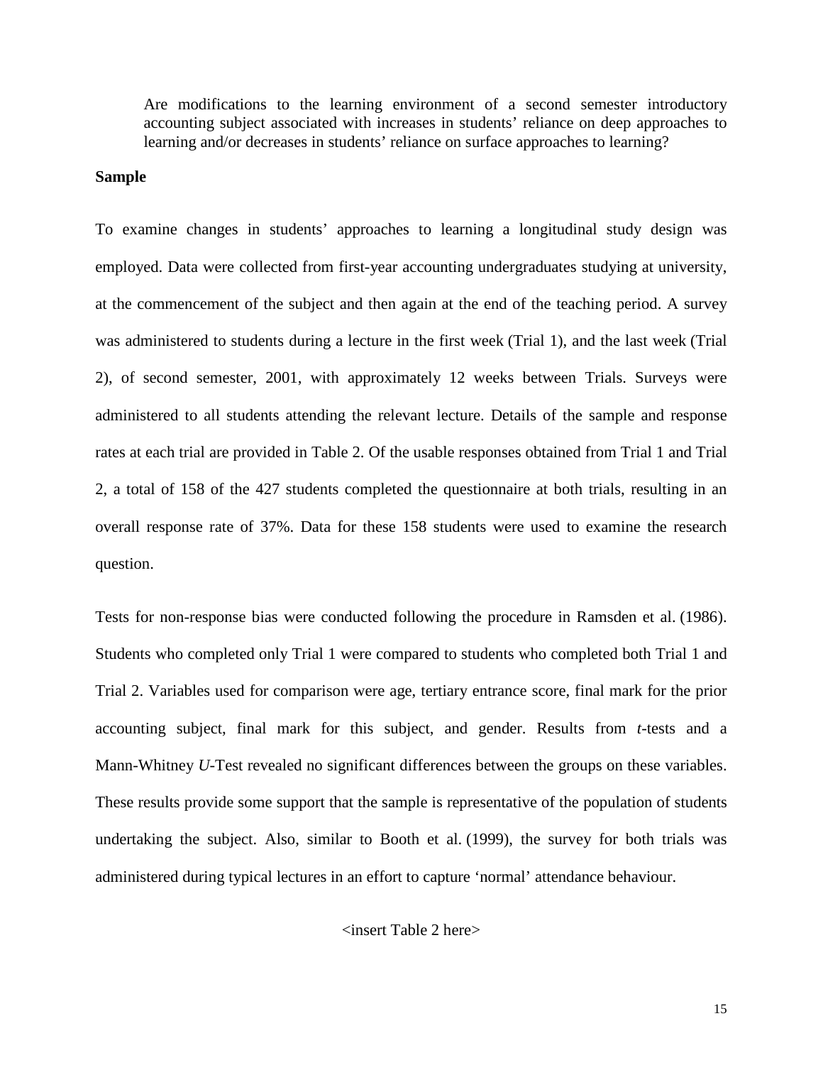> Are modifications to the learning environment of a second semester introductory accounting subject associated with increases in students' reliance on deep approaches to learning and/or decreases in students' reliance on surface approaches to learning?

**Sample**

To examine changes in students' approaches to learning a longitudinal study design was employed. Data were collected from first-year accounting undergraduates studying at university, at the commencement of the subject and then again at the end of the teaching period. A survey was administered to students during a lecture in the first week (Trial 1), and the last week (Trial 2), of second semester, 2001, with approximately 12 weeks between Trials. Surveys were administered to all students attending the relevant lecture. Details of the sample and response rates at each trial are provided in Table 2. Of the usable responses obtained from Trial 1 and Trial 2, a total of 158 of the 427 students completed the questionnaire at both trials, resulting in an overall response rate of 37%. Data for these 158 students were used to examine the research question.

Tests for non-response bias were conducted following the procedure in Ramsden et al. (1986). Students who completed only Trial 1 were compared to students who completed both Trial 1 and Trial 2. Variables used for comparison were age, tertiary entrance score, final mark for the prior accounting subject, final mark for this subject, and gender. Results from *t*-tests and a Mann-Whitney *U*-Test revealed no significant differences between the groups on these variables. These results provide some support that the sample is representative of the population of students undertaking the subject. Also, similar to Booth et al. (1999), the survey for both trials was administered during typical lectures in an effort to capture 'normal' attendance behaviour.

<insert Table 2 here>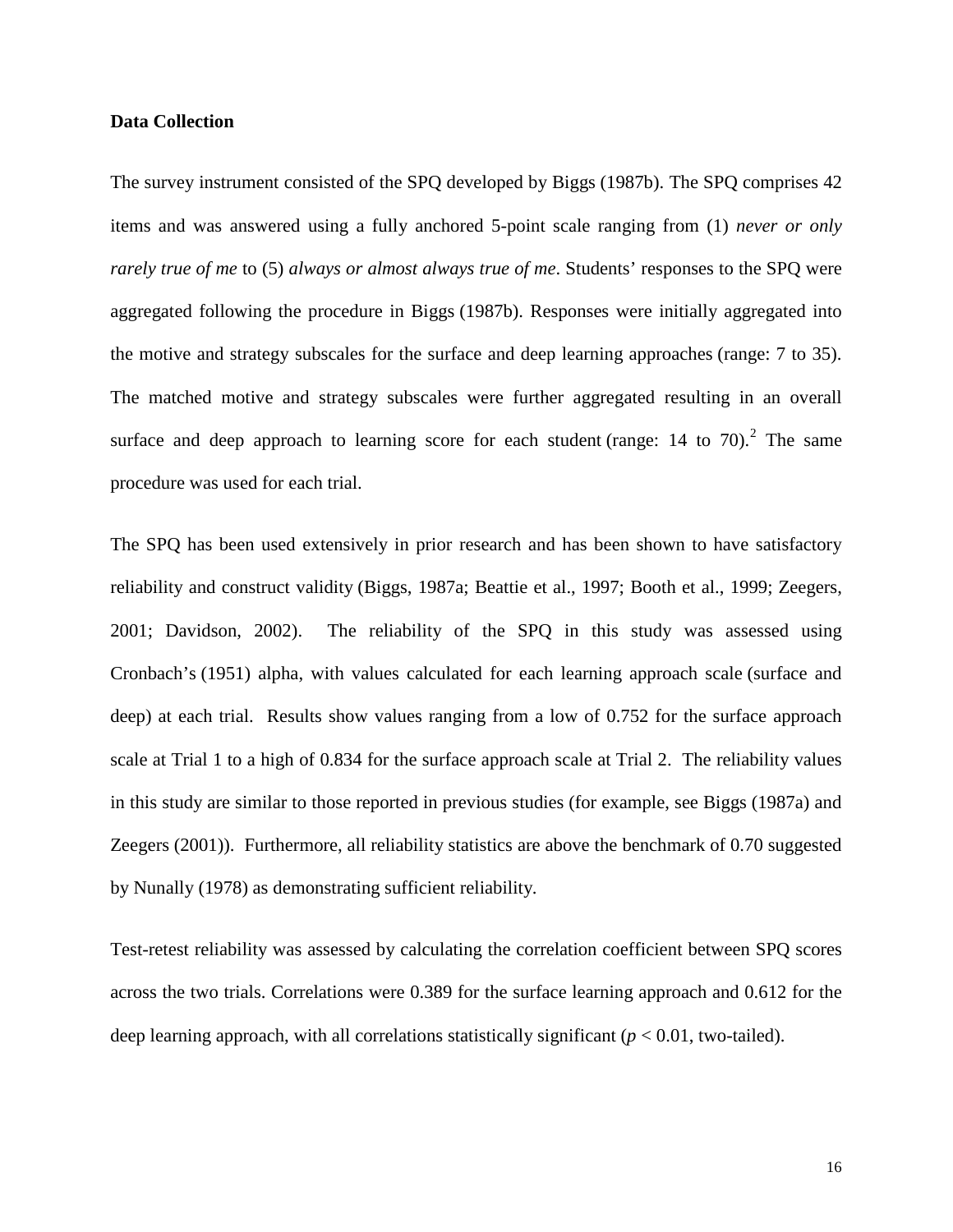**Data Collection**

The survey instrument consisted of the SPQ developed by Biggs (1987b). The SPQ comprises 42 items and was answered using a fully anchored 5-point scale ranging from (1) *never or only rarely true of me* to (5) *always or almost always true of me*. Students' responses to the SPQ were aggregated following the procedure in Biggs (1987b). Responses were initially aggregated into the motive and strategy subscales for the surface and deep learning approaches (range: 7 to 35). The matched motive and strategy subscales were further aggregated resulting in an overall surface and deep approach to learning score for each student (range: 14 to 70).[2] The same procedure was used for each trial.

The SPQ has been used extensively in prior research and has been shown to have satisfactory reliability and construct validity (Biggs, 1987a; Beattie et al., 1997; Booth et al., 1999; Zeegers, 2001; Davidson, 2002). The reliability of the SPQ in this study was assessed using Cronbach's (1951) alpha, with values calculated for each learning approach scale (surface and deep) at each trial. Results show values ranging from a low of 0.752 for the surface approach scale at Trial 1 to a high of 0.834 for the surface approach scale at Trial 2. The reliability values in this study are similar to those reported in previous studies (for example, see Biggs (1987a) and Zeegers (2001)). Furthermore, all reliability statistics are above the benchmark of 0.70 suggested by Nunally (1978) as demonstrating sufficient reliability.

Test-retest reliability was assessed by calculating the correlation coefficient between SPQ scores across the two trials. Correlations were 0.389 for the surface learning approach and 0.612 for the deep learning approach, with all correlations statistically significant ($p < 0.01$, two-tailed).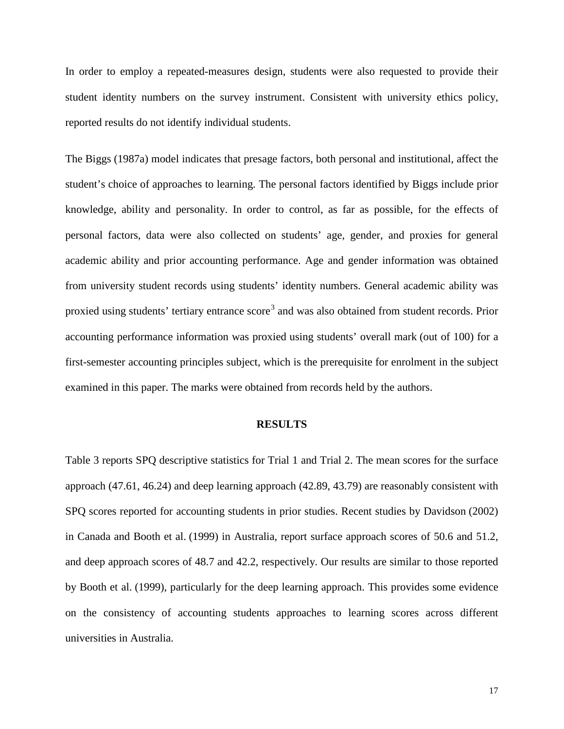In order to employ a repeated-measures design, students were also requested to provide their student identity numbers on the survey instrument. Consistent with university ethics policy, reported results do not identify individual students.

The Biggs (1987a) model indicates that presage factors, both personal and institutional, affect the student's choice of approaches to learning. The personal factors identified by Biggs include prior knowledge, ability and personality. In order to control, as far as possible, for the effects of personal factors, data were also collected on students' age, gender, and proxies for general academic ability and prior accounting performance. Age and gender information was obtained from university student records using students' identity numbers. General academic ability was proxied using students' tertiary entrance score[3] and was also obtained from student records. Prior accounting performance information was proxied using students' overall mark (out of 100) for a first-semester accounting principles subject, which is the prerequisite for enrolment in the subject examined in this paper. The marks were obtained from records held by the authors.

## RESULTS

Table 3 reports SPQ descriptive statistics for Trial 1 and Trial 2. The mean scores for the surface approach (47.61, 46.24) and deep learning approach (42.89, 43.79) are reasonably consistent with SPQ scores reported for accounting students in prior studies. Recent studies by Davidson (2002) in Canada and Booth et al. (1999) in Australia, report surface approach scores of 50.6 and 51.2, and deep approach scores of 48.7 and 42.2, respectively. Our results are similar to those reported by Booth et al. (1999), particularly for the deep learning approach. This provides some evidence on the consistency of accounting students approaches to learning scores across different universities in Australia.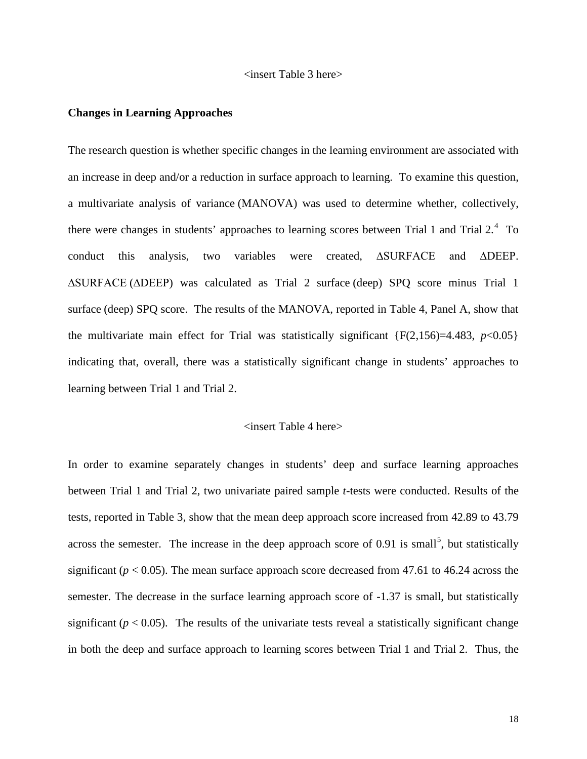<insert Table 3 here>

**Changes in Learning Approaches**

The research question is whether specific changes in the learning environment are associated with an increase in deep and/or a reduction in surface approach to learning. To examine this question, a multivariate analysis of variance (MANOVA) was used to determine whether, collectively, there were changes in students' approaches to learning scores between Trial 1 and Trial 2.[4] To conduct this analysis, two variables were created, ΔSURFACE and ΔDEEP. ΔSURFACE (ΔDEEP) was calculated as Trial 2 surface (deep) SPQ score minus Trial 1 surface (deep) SPQ score. The results of the MANOVA, reported in Table 4, Panel A, show that the multivariate main effect for Trial was statistically significant {$F(2,156)=4.483$, $p<0.05$} indicating that, overall, there was a statistically significant change in students' approaches to learning between Trial 1 and Trial 2.

<insert Table 4 here>

In order to examine separately changes in students' deep and surface learning approaches between Trial 1 and Trial 2, two univariate paired sample *t*-tests were conducted. Results of the tests, reported in Table 3, show that the mean deep approach score increased from 42.89 to 43.79 across the semester. The increase in the deep approach score of 0.91 is small[5], but statistically significant ($p < 0.05$). The mean surface approach score decreased from 47.61 to 46.24 across the semester. The decrease in the surface learning approach score of -1.37 is small, but statistically significant ($p < 0.05$). The results of the univariate tests reveal a statistically significant change in both the deep and surface approach to learning scores between Trial 1 and Trial 2. Thus, the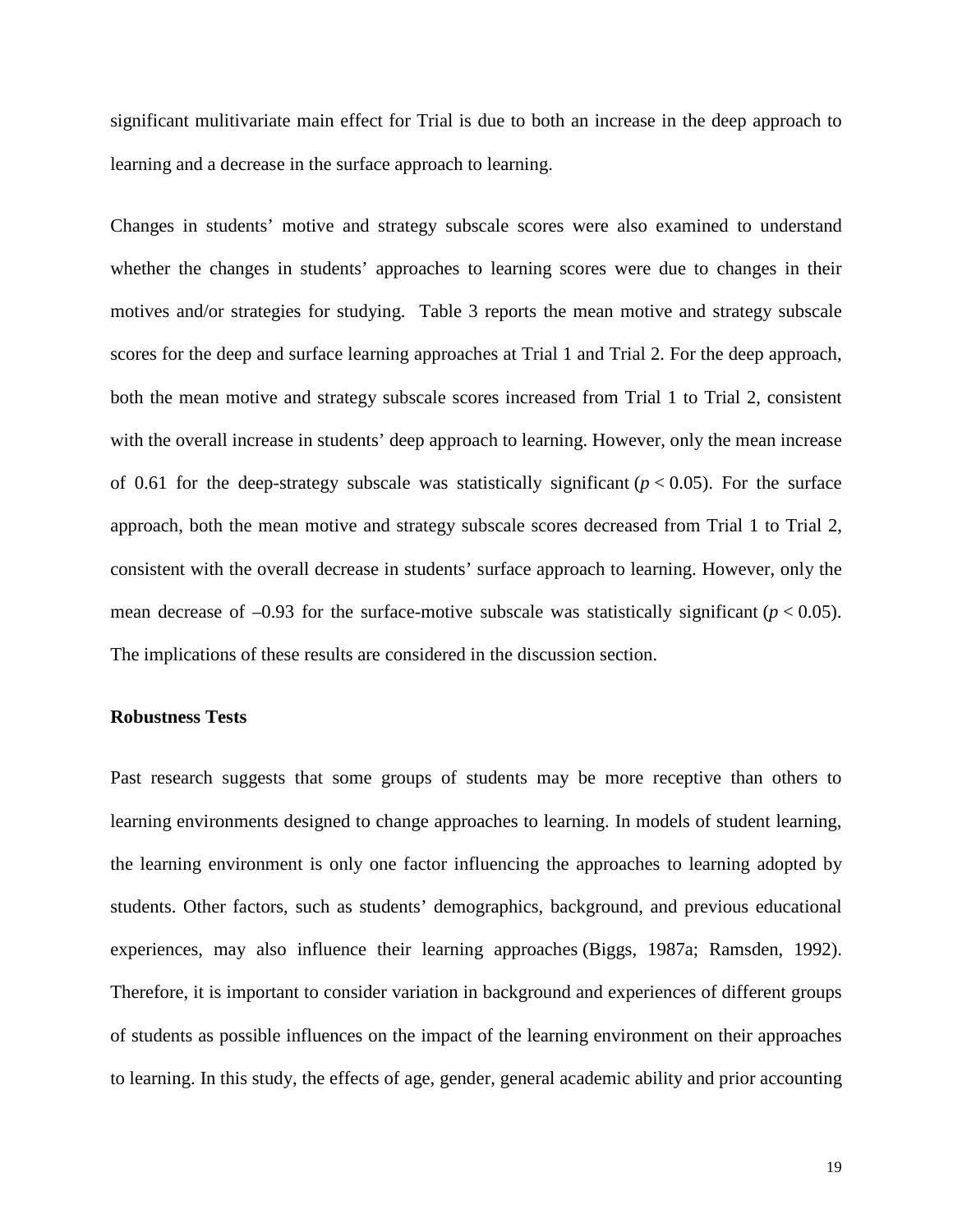significant mulitivariate main effect for Trial is due to both an increase in the deep approach to learning and a decrease in the surface approach to learning.

Changes in students' motive and strategy subscale scores were also examined to understand whether the changes in students' approaches to learning scores were due to changes in their motives and/or strategies for studying. Table 3 reports the mean motive and strategy subscale scores for the deep and surface learning approaches at Trial 1 and Trial 2. For the deep approach, both the mean motive and strategy subscale scores increased from Trial 1 to Trial 2, consistent with the overall increase in students' deep approach to learning. However, only the mean increase of 0.61 for the deep-strategy subscale was statistically significant ($p < 0.05$). For the surface approach, both the mean motive and strategy subscale scores decreased from Trial 1 to Trial 2, consistent with the overall decrease in students' surface approach to learning. However, only the mean decrease of –0.93 for the surface-motive subscale was statistically significant ($p < 0.05$). The implications of these results are considered in the discussion section.

### Robustness Tests

Past research suggests that some groups of students may be more receptive than others to learning environments designed to change approaches to learning. In models of student learning, the learning environment is only one factor influencing the approaches to learning adopted by students. Other factors, such as students' demographics, background, and previous educational experiences, may also influence their learning approaches (Biggs, 1987a; Ramsden, 1992). Therefore, it is important to consider variation in background and experiences of different groups of students as possible influences on the impact of the learning environment on their approaches to learning. In this study, the effects of age, gender, general academic ability and prior accounting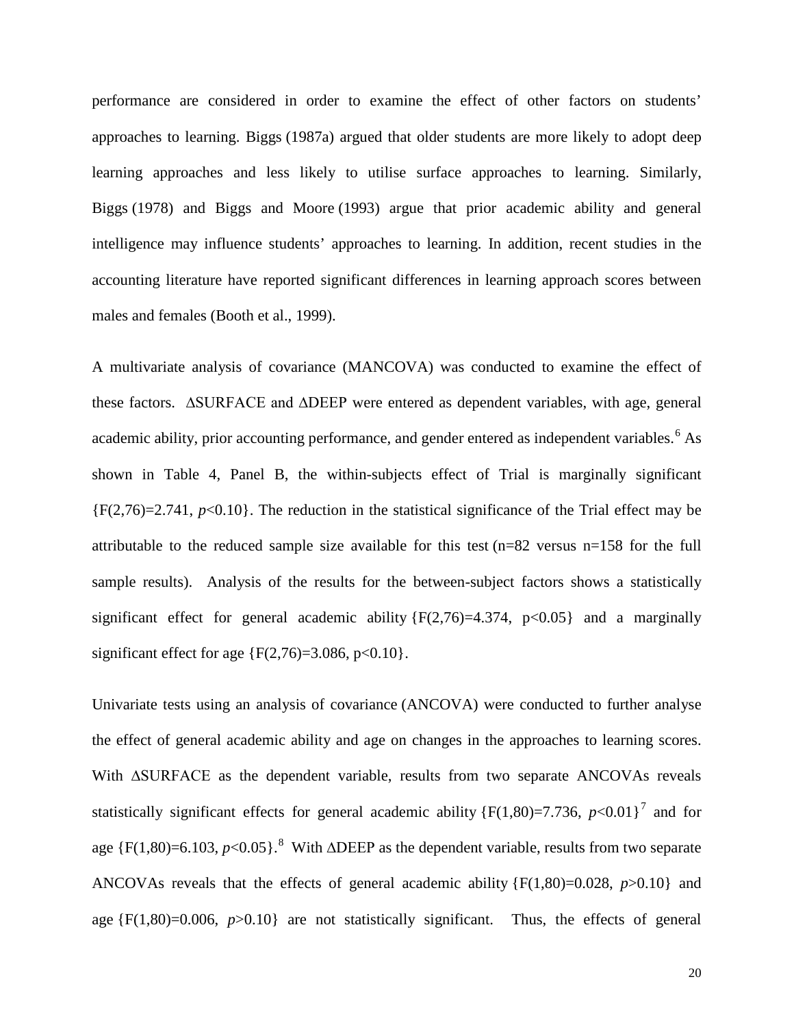performance are considered in order to examine the effect of other factors on students' approaches to learning. Biggs (1987a) argued that older students are more likely to adopt deep learning approaches and less likely to utilise surface approaches to learning. Similarly, Biggs (1978) and Biggs and Moore (1993) argue that prior academic ability and general intelligence may influence students' approaches to learning. In addition, recent studies in the accounting literature have reported significant differences in learning approach scores between males and females (Booth et al., 1999).

A multivariate analysis of covariance (MANCOVA) was conducted to examine the effect of these factors. ΔSURFACE and ΔDEEP were entered as dependent variables, with age, general academic ability, prior accounting performance, and gender entered as independent variables.[6] As shown in Table 4, Panel B, the within-subjects effect of Trial is marginally significant {$F(2,76)=2.741$, $p<0.10$}. The reduction in the statistical significance of the Trial effect may be attributable to the reduced sample size available for this test (n=82 versus n=158 for the full sample results). Analysis of the results for the between-subject factors shows a statistically significant effect for general academic ability {$F(2,76)=4.374$, $p<0.05$} and a marginally significant effect for age {$F(2,76)=3.086$, $p<0.10$}.

Univariate tests using an analysis of covariance (ANCOVA) were conducted to further analyse the effect of general academic ability and age on changes in the approaches to learning scores. With ΔSURFACE as the dependent variable, results from two separate ANCOVAs reveals statistically significant effects for general academic ability {$F(1,80)=7.736$, $p<0.01$}[7] and for age {$F(1,80)=6.103$, $p<0.05$}.[8] With ΔDEEP as the dependent variable, results from two separate ANCOVAs reveals that the effects of general academic ability {$F(1,80)=0.028$, $p>0.10$} and age {$F(1,80)=0.006$, $p>0.10$} are not statistically significant. Thus, the effects of general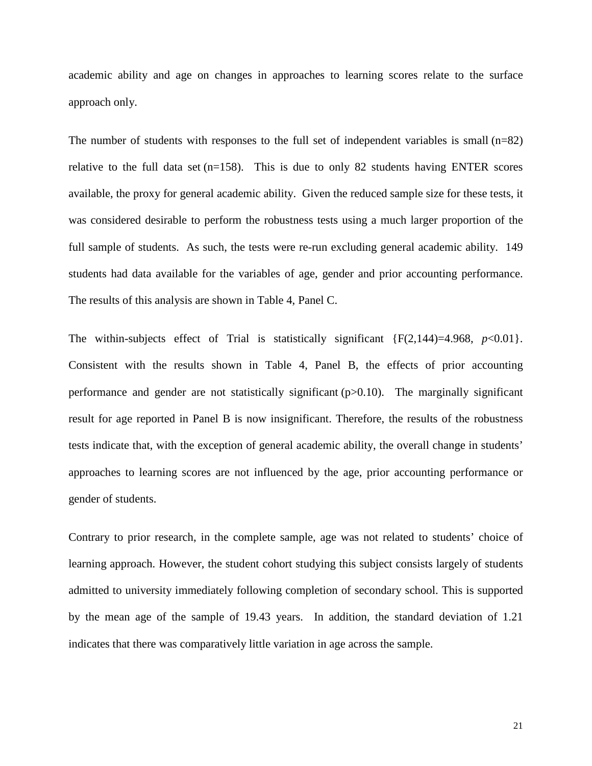academic ability and age on changes in approaches to learning scores relate to the surface approach only.

The number of students with responses to the full set of independent variables is small ($n=82$) relative to the full data set ($n=158$). This is due to only 82 students having ENTER scores available, the proxy for general academic ability. Given the reduced sample size for these tests, it was considered desirable to perform the robustness tests using a much larger proportion of the full sample of students. As such, the tests were re-run excluding general academic ability. 149 students had data available for the variables of age, gender and prior accounting performance. The results of this analysis are shown in Table 4, Panel C.

The within-subjects effect of Trial is statistically significant {$F(2,144)=4.968$, $p<0.01$}. Consistent with the results shown in Table 4, Panel B, the effects of prior accounting performance and gender are not statistically significant ($p>0.10$). The marginally significant result for age reported in Panel B is now insignificant. Therefore, the results of the robustness tests indicate that, with the exception of general academic ability, the overall change in students' approaches to learning scores are not influenced by the age, prior accounting performance or gender of students.

Contrary to prior research, in the complete sample, age was not related to students' choice of learning approach. However, the student cohort studying this subject consists largely of students admitted to university immediately following completion of secondary school. This is supported by the mean age of the sample of 19.43 years. In addition, the standard deviation of 1.21 indicates that there was comparatively little variation in age across the sample.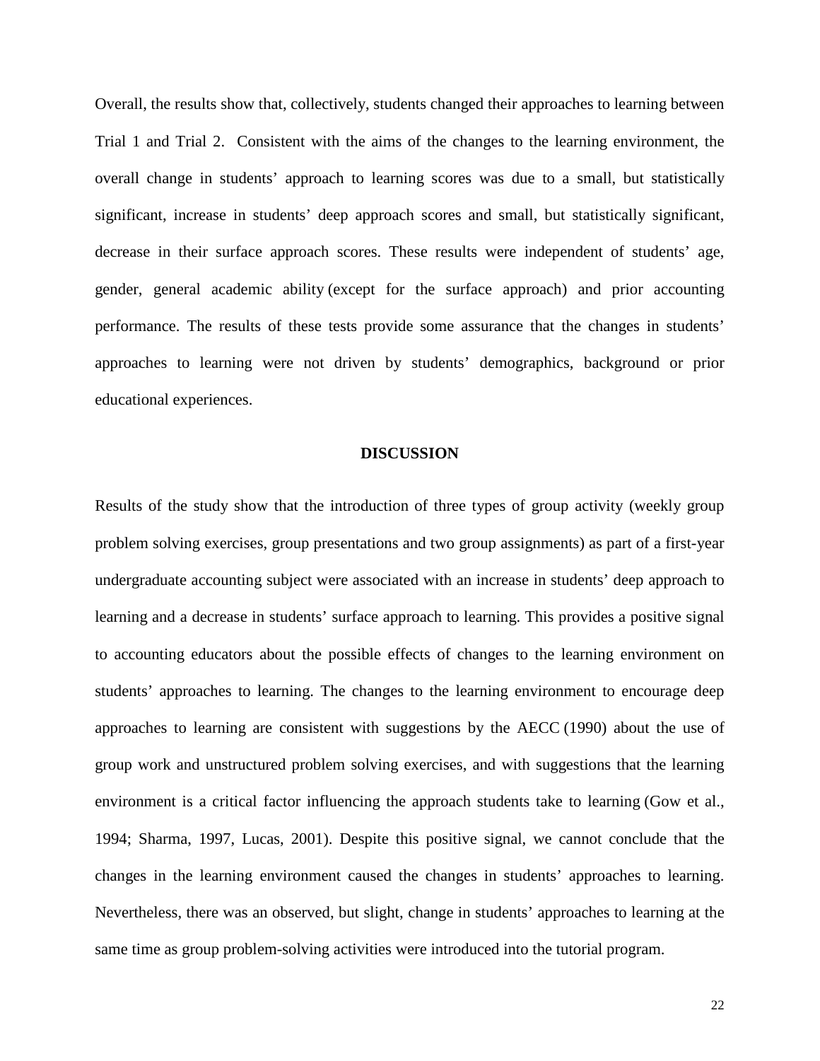Overall, the results show that, collectively, students changed their approaches to learning between Trial 1 and Trial 2. Consistent with the aims of the changes to the learning environment, the overall change in students' approach to learning scores was due to a small, but statistically significant, increase in students' deep approach scores and small, but statistically significant, decrease in their surface approach scores. These results were independent of students' age, gender, general academic ability (except for the surface approach) and prior accounting performance. The results of these tests provide some assurance that the changes in students' approaches to learning were not driven by students' demographics, background or prior educational experiences.

## DISCUSSION

Results of the study show that the introduction of three types of group activity (weekly group problem solving exercises, group presentations and two group assignments) as part of a first-year undergraduate accounting subject were associated with an increase in students' deep approach to learning and a decrease in students' surface approach to learning. This provides a positive signal to accounting educators about the possible effects of changes to the learning environment on students' approaches to learning. The changes to the learning environment to encourage deep approaches to learning are consistent with suggestions by the AECC (1990) about the use of group work and unstructured problem solving exercises, and with suggestions that the learning environment is a critical factor influencing the approach students take to learning (Gow et al., 1994; Sharma, 1997, Lucas, 2001). Despite this positive signal, we cannot conclude that the changes in the learning environment caused the changes in students' approaches to learning. Nevertheless, there was an observed, but slight, change in students' approaches to learning at the same time as group problem-solving activities were introduced into the tutorial program.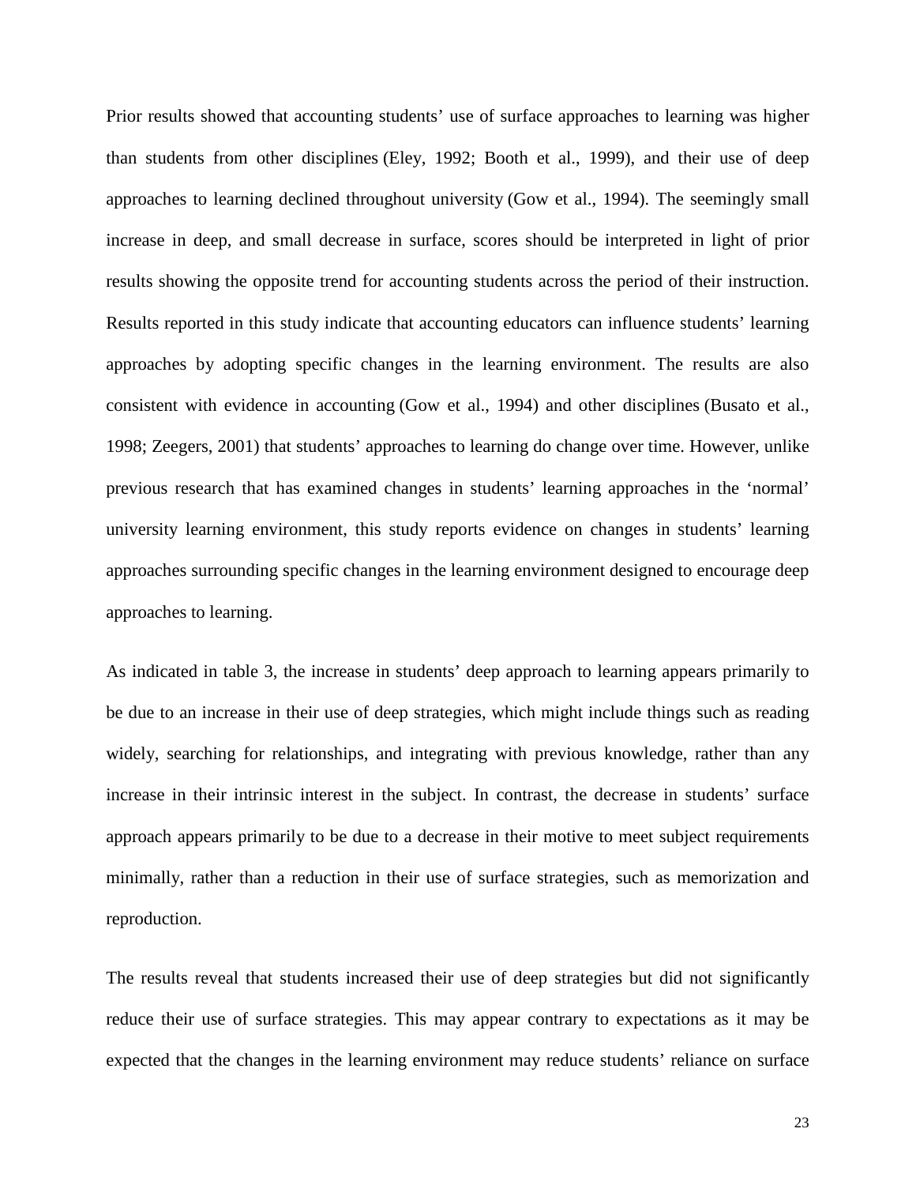Prior results showed that accounting students' use of surface approaches to learning was higher than students from other disciplines (Eley, 1992; Booth et al., 1999), and their use of deep approaches to learning declined throughout university (Gow et al., 1994). The seemingly small increase in deep, and small decrease in surface, scores should be interpreted in light of prior results showing the opposite trend for accounting students across the period of their instruction. Results reported in this study indicate that accounting educators can influence students' learning approaches by adopting specific changes in the learning environment. The results are also consistent with evidence in accounting (Gow et al., 1994) and other disciplines (Busato et al., 1998; Zeegers, 2001) that students' approaches to learning do change over time. However, unlike previous research that has examined changes in students' learning approaches in the 'normal' university learning environment, this study reports evidence on changes in students' learning approaches surrounding specific changes in the learning environment designed to encourage deep approaches to learning.

As indicated in table 3, the increase in students' deep approach to learning appears primarily to be due to an increase in their use of deep strategies, which might include things such as reading widely, searching for relationships, and integrating with previous knowledge, rather than any increase in their intrinsic interest in the subject. In contrast, the decrease in students' surface approach appears primarily to be due to a decrease in their motive to meet subject requirements minimally, rather than a reduction in their use of surface strategies, such as memorization and reproduction.

The results reveal that students increased their use of deep strategies but did not significantly reduce their use of surface strategies. This may appear contrary to expectations as it may be expected that the changes in the learning environment may reduce students' reliance on surface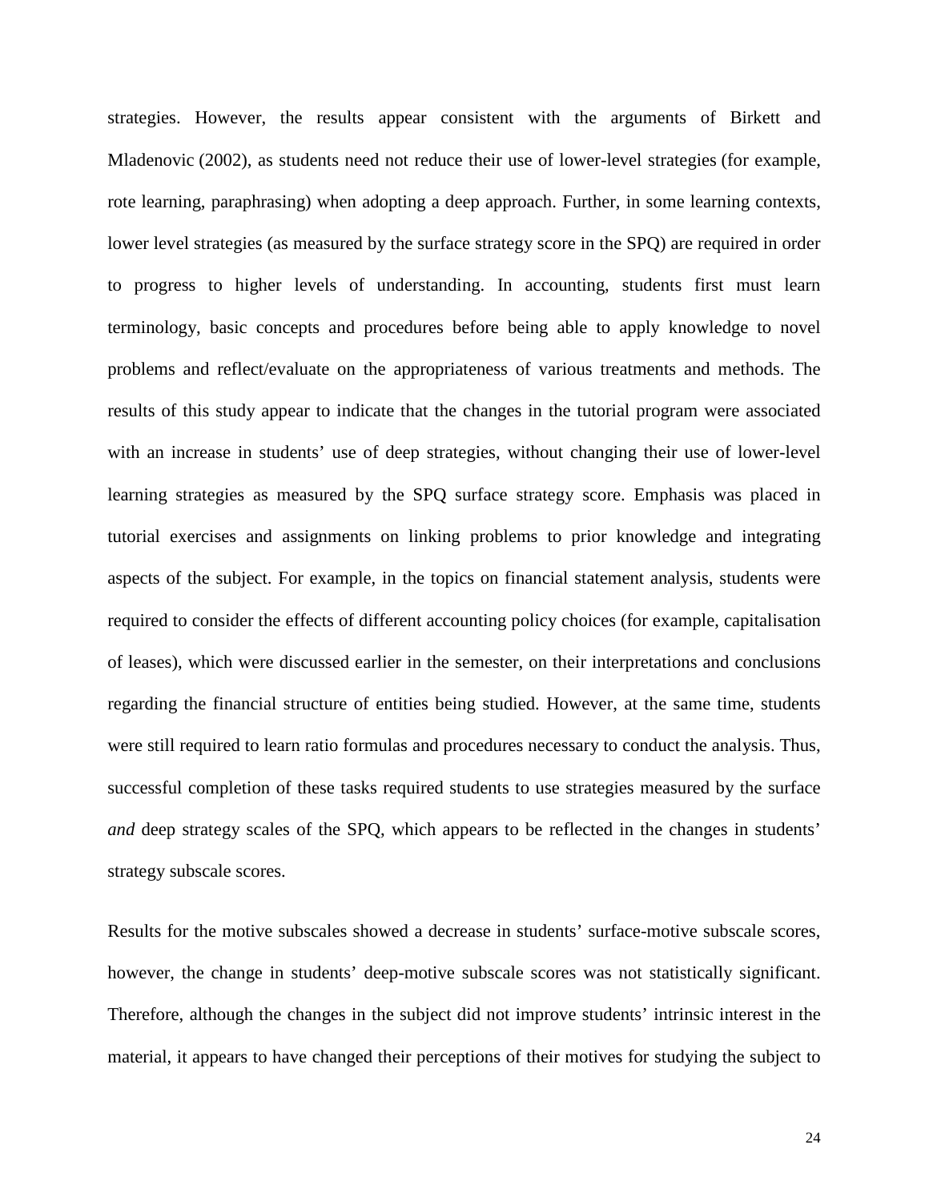strategies. However, the results appear consistent with the arguments of Birkett and Mladenovic (2002), as students need not reduce their use of lower-level strategies (for example, rote learning, paraphrasing) when adopting a deep approach. Further, in some learning contexts, lower level strategies (as measured by the surface strategy score in the SPQ) are required in order to progress to higher levels of understanding. In accounting, students first must learn terminology, basic concepts and procedures before being able to apply knowledge to novel problems and reflect/evaluate on the appropriateness of various treatments and methods. The results of this study appear to indicate that the changes in the tutorial program were associated with an increase in students' use of deep strategies, without changing their use of lower-level learning strategies as measured by the SPQ surface strategy score. Emphasis was placed in tutorial exercises and assignments on linking problems to prior knowledge and integrating aspects of the subject. For example, in the topics on financial statement analysis, students were required to consider the effects of different accounting policy choices (for example, capitalisation of leases), which were discussed earlier in the semester, on their interpretations and conclusions regarding the financial structure of entities being studied. However, at the same time, students were still required to learn ratio formulas and procedures necessary to conduct the analysis. Thus, successful completion of these tasks required students to use strategies measured by the surface *and* deep strategy scales of the SPQ, which appears to be reflected in the changes in students' strategy subscale scores.

Results for the motive subscales showed a decrease in students' surface-motive subscale scores, however, the change in students' deep-motive subscale scores was not statistically significant. Therefore, although the changes in the subject did not improve students' intrinsic interest in the material, it appears to have changed their perceptions of their motives for studying the subject to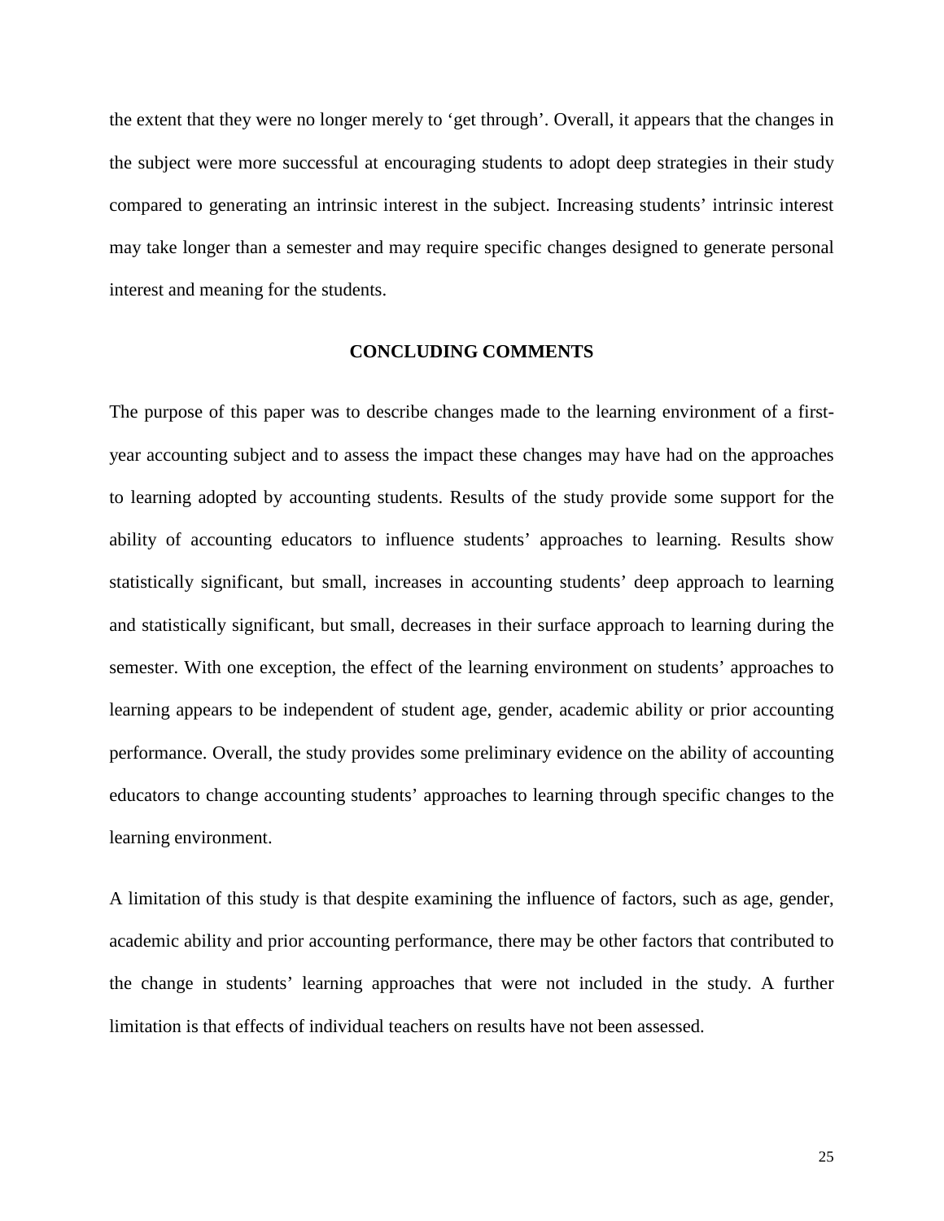the extent that they were no longer merely to 'get through'. Overall, it appears that the changes in the subject were more successful at encouraging students to adopt deep strategies in their study compared to generating an intrinsic interest in the subject. Increasing students' intrinsic interest may take longer than a semester and may require specific changes designed to generate personal interest and meaning for the students.

## CONCLUDING COMMENTS

The purpose of this paper was to describe changes made to the learning environment of a first-year accounting subject and to assess the impact these changes may have had on the approaches to learning adopted by accounting students. Results of the study provide some support for the ability of accounting educators to influence students' approaches to learning. Results show statistically significant, but small, increases in accounting students' deep approach to learning and statistically significant, but small, decreases in their surface approach to learning during the semester. With one exception, the effect of the learning environment on students' approaches to learning appears to be independent of student age, gender, academic ability or prior accounting performance. Overall, the study provides some preliminary evidence on the ability of accounting educators to change accounting students' approaches to learning through specific changes to the learning environment.

A limitation of this study is that despite examining the influence of factors, such as age, gender, academic ability and prior accounting performance, there may be other factors that contributed to the change in students' learning approaches that were not included in the study. A further limitation is that effects of individual teachers on results have not been assessed.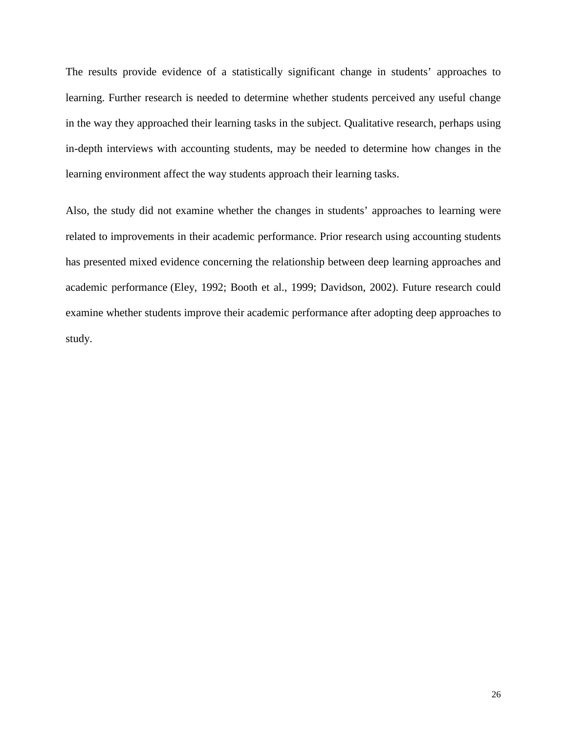The results provide evidence of a statistically significant change in students' approaches to learning. Further research is needed to determine whether students perceived any useful change in the way they approached their learning tasks in the subject. Qualitative research, perhaps using in-depth interviews with accounting students, may be needed to determine how changes in the learning environment affect the way students approach their learning tasks.

Also, the study did not examine whether the changes in students' approaches to learning were related to improvements in their academic performance. Prior research using accounting students has presented mixed evidence concerning the relationship between deep learning approaches and academic performance (Eley, 1992; Booth et al., 1999; Davidson, 2002). Future research could examine whether students improve their academic performance after adopting deep approaches to study.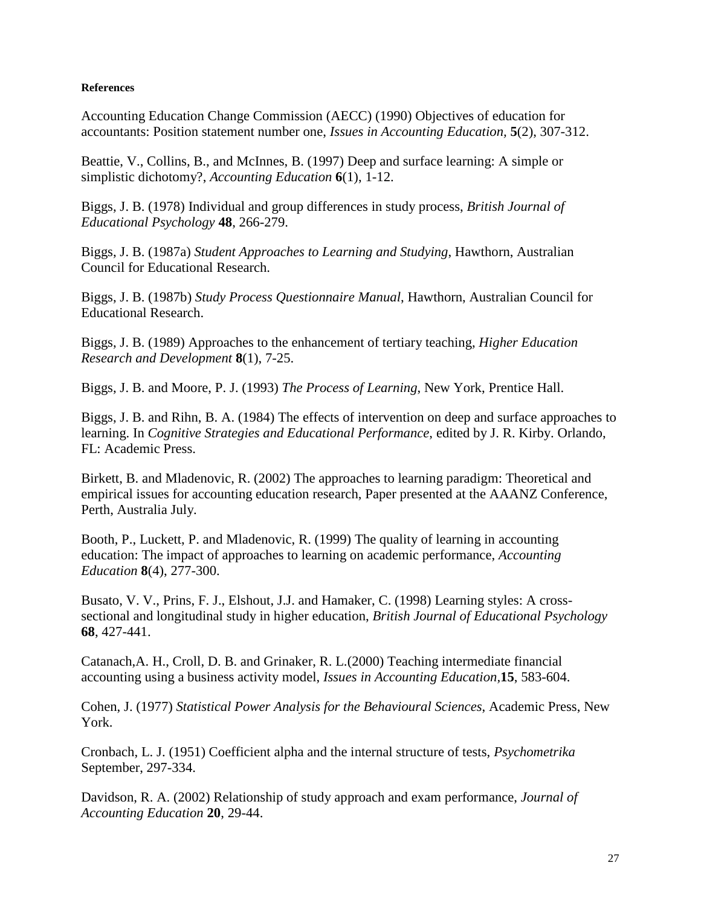#### References

Accounting Education Change Commission (AECC) (1990) Objectives of education for accountants: Position statement number one, *Issues in Accounting Education*, **5**(2), 307-312.

Beattie, V., Collins, B., and McInnes, B. (1997) Deep and surface learning: A simple or simplistic dichotomy?, *Accounting Education* **6**(1), 1-12.

Biggs, J. B. (1978) Individual and group differences in study process, *British Journal of Educational Psychology* **48**, 266-279.

Biggs, J. B. (1987a) *Student Approaches to Learning and Studying*, Hawthorn, Australian Council for Educational Research.

Biggs, J. B. (1987b) *Study Process Questionnaire Manual*, Hawthorn, Australian Council for Educational Research.

Biggs, J. B. (1989) Approaches to the enhancement of tertiary teaching, *Higher Education Research and Development* **8**(1), 7-25.

Biggs, J. B. and Moore, P. J. (1993) *The Process of Learning*, New York, Prentice Hall.

Biggs, J. B. and Rihn, B. A. (1984) The effects of intervention on deep and surface approaches to learning. In *Cognitive Strategies and Educational Performance*, edited by J. R. Kirby. Orlando, FL: Academic Press.

Birkett, B. and Mladenovic, R. (2002) The approaches to learning paradigm: Theoretical and empirical issues for accounting education research, Paper presented at the AAANZ Conference, Perth, Australia July.

Booth, P., Luckett, P. and Mladenovic, R. (1999) The quality of learning in accounting education: The impact of approaches to learning on academic performance, *Accounting Education* **8**(4), 277-300.

Busato, V. V., Prins, F. J., Elshout, J.J. and Hamaker, C. (1998) Learning styles: A cross-sectional and longitudinal study in higher education, *British Journal of Educational Psychology* **68**, 427-441.

Catanach,A. H., Croll, D. B. and Grinaker, R. L.(2000) Teaching intermediate financial accounting using a business activity model, *Issues in Accounting Education*,**15**, 583-604.

Cohen, J. (1977) *Statistical Power Analysis for the Behavioural Sciences*, Academic Press, New York.

Cronbach, L. J. (1951) Coefficient alpha and the internal structure of tests, *Psychometrika* September, 297-334.

Davidson, R. A. (2002) Relationship of study approach and exam performance, *Journal of Accounting Education* **20**, 29-44.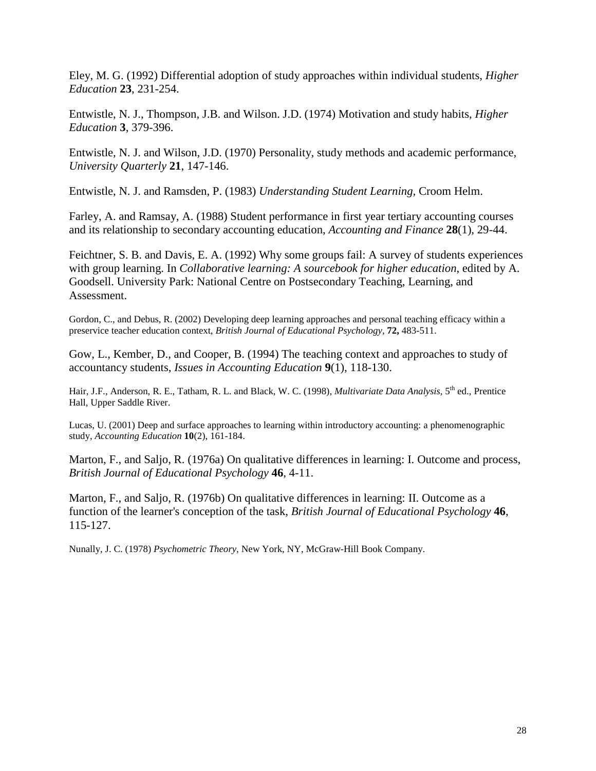Eley, M. G. (1992) Differential adoption of study approaches within individual students, *Higher Education* **23**, 231-254.

Entwistle, N. J., Thompson, J.B. and Wilson. J.D. (1974) Motivation and study habits, *Higher Education* **3**, 379-396.

Entwistle, N. J. and Wilson, J.D. (1970) Personality, study methods and academic performance, *University Quarterly* **21**, 147-146.

Entwistle, N. J. and Ramsden, P. (1983) *Understanding Student Learning*, Croom Helm.

Farley, A. and Ramsay, A. (1988) Student performance in first year tertiary accounting courses and its relationship to secondary accounting education, *Accounting and Finance* **28**(1), 29-44.

Feichtner, S. B. and Davis, E. A. (1992) Why some groups fail: A survey of students experiences with group learning. In *Collaborative learning: A sourcebook for higher education*, edited by A. Goodsell. University Park: National Centre on Postsecondary Teaching, Learning, and Assessment.

Gordon, C., and Debus, R. (2002) Developing deep learning approaches and personal teaching efficacy within a preservice teacher education context, *British Journal of Educational Psychology*, **72,** 483-511.

Gow, L., Kember, D., and Cooper, B. (1994) The teaching context and approaches to study of accountancy students, *Issues in Accounting Education* **9**(1), 118-130.

Hair, J.F., Anderson, R. E., Tatham, R. L. and Black, W. C. (1998), *Multivariate Data Analysis*, 5th ed., Prentice Hall, Upper Saddle River.

Lucas, U. (2001) Deep and surface approaches to learning within introductory accounting: a phenomenographic study, *Accounting Education* **10**(2), 161-184.

Marton, F., and Saljo, R. (1976a) On qualitative differences in learning: I. Outcome and process, *British Journal of Educational Psychology* **46**, 4-11.

Marton, F., and Saljo, R. (1976b) On qualitative differences in learning: II. Outcome as a function of the learner's conception of the task, *British Journal of Educational Psychology* **46**, 115-127.

Nunally, J. C. (1978) *Psychometric Theory*, New York, NY, McGraw-Hill Book Company.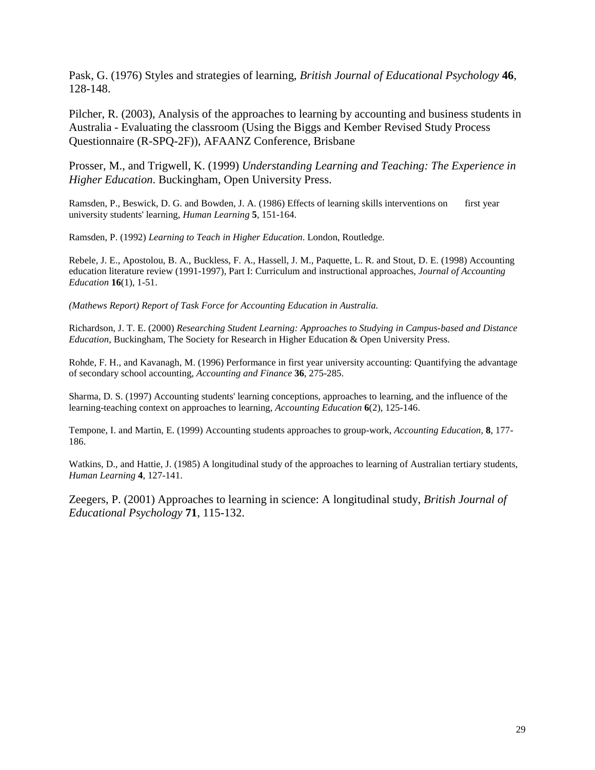Pask, G. (1976) Styles and strategies of learning, *British Journal of Educational Psychology* **46**, 128-148.

Pilcher, R. (2003), Analysis of the approaches to learning by accounting and business students in Australia - Evaluating the classroom (Using the Biggs and Kember Revised Study Process Questionnaire (R-SPQ-2F)), AFAANZ Conference, Brisbane

Prosser, M., and Trigwell, K. (1999) *Understanding Learning and Teaching: The Experience in Higher Education*. Buckingham, Open University Press.

Ramsden, P., Beswick, D. G. and Bowden, J. A. (1986) Effects of learning skills interventions on first year university students' learning, *Human Learning* **5**, 151-164.

Ramsden, P. (1992) *Learning to Teach in Higher Education*. London, Routledge.

Rebele, J. E., Apostolou, B. A., Buckless, F. A., Hassell, J. M., Paquette, L. R. and Stout, D. E. (1998) Accounting education literature review (1991-1997), Part I: Curriculum and instructional approaches, *Journal of Accounting Education* **16**(1), 1-51.

*(Mathews Report) Report of Task Force for Accounting Education in Australia.*

Richardson, J. T. E. (2000) *Researching Student Learning: Approaches to Studying in Campus-based and Distance Education*, Buckingham, The Society for Research in Higher Education & Open University Press.

Rohde, F. H., and Kavanagh, M. (1996) Performance in first year university accounting: Quantifying the advantage of secondary school accounting, *Accounting and Finance* **36**, 275-285.

Sharma, D. S. (1997) Accounting students' learning conceptions, approaches to learning, and the influence of the learning-teaching context on approaches to learning, *Accounting Education* **6**(2), 125-146.

Tempone, I. and Martin, E. (1999) Accounting students approaches to group-work, *Accounting Education,* **8**, 177-186.

Watkins, D., and Hattie, J. (1985) A longitudinal study of the approaches to learning of Australian tertiary students, *Human Learning* **4**, 127-141.

Zeegers, P. (2001) Approaches to learning in science: A longitudinal study, *British Journal of Educational Psychology* **71**, 115-132.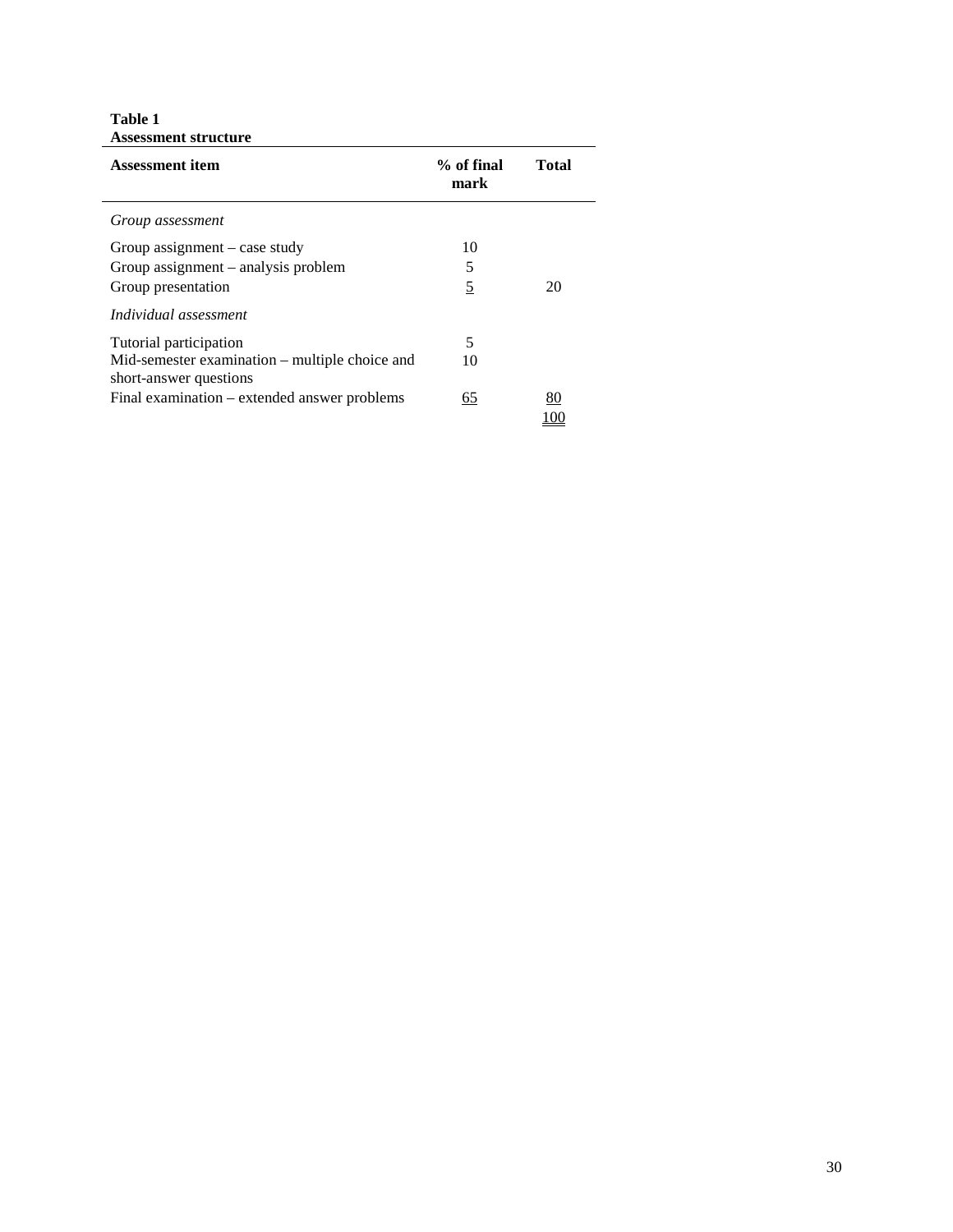**Table 1**
**Assessment structure**

| Assessment item | % of final mark | Total |
|---|---|---|
| *Group assessment* | | |
| Group assignment – case study | 10 | |
| Group assignment – analysis problem | 5 | |
| Group presentation | 5 | 20 |
| *Individual assessment* | | |
| Tutorial participation | 5 | |
| Mid-semester examination – multiple choice and short-answer questions | 10 | |
| Final examination – extended answer problems | 65 | 80 |
| | | 100 |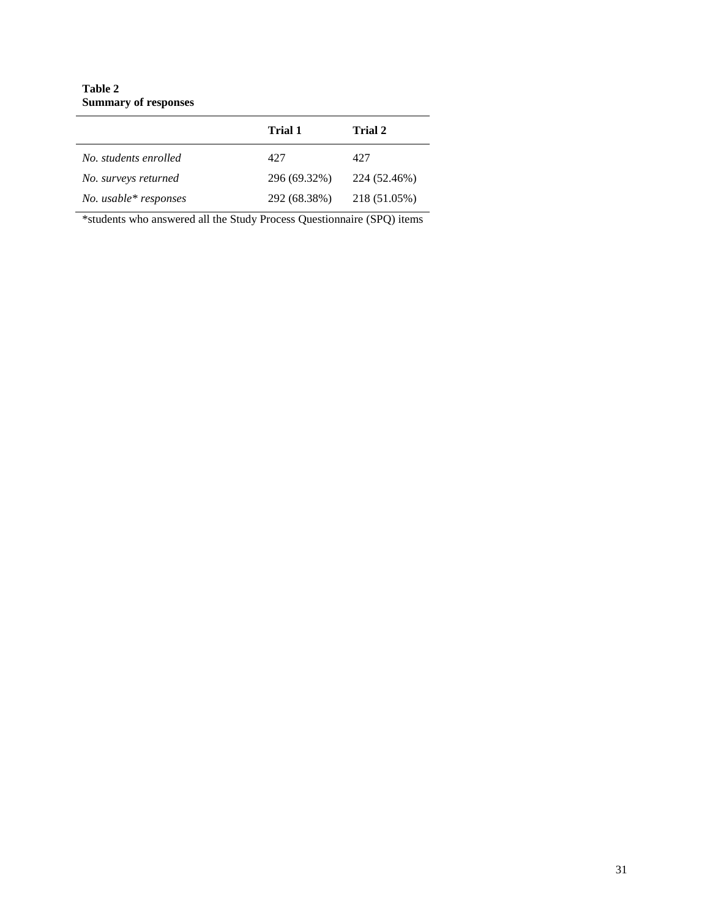**Table 2**
**Summary of responses**

| | Trial 1 | Trial 2 |
|---|---|---|
| *No. students enrolled* | 427 | 427 |
| *No. surveys returned* | 296 (69.32%) | 224 (52.46%) |
| *No. usable* responses* | 292 (68.38%) | 218 (51.05%) |

*students who answered all the Study Process Questionnaire (SPQ) items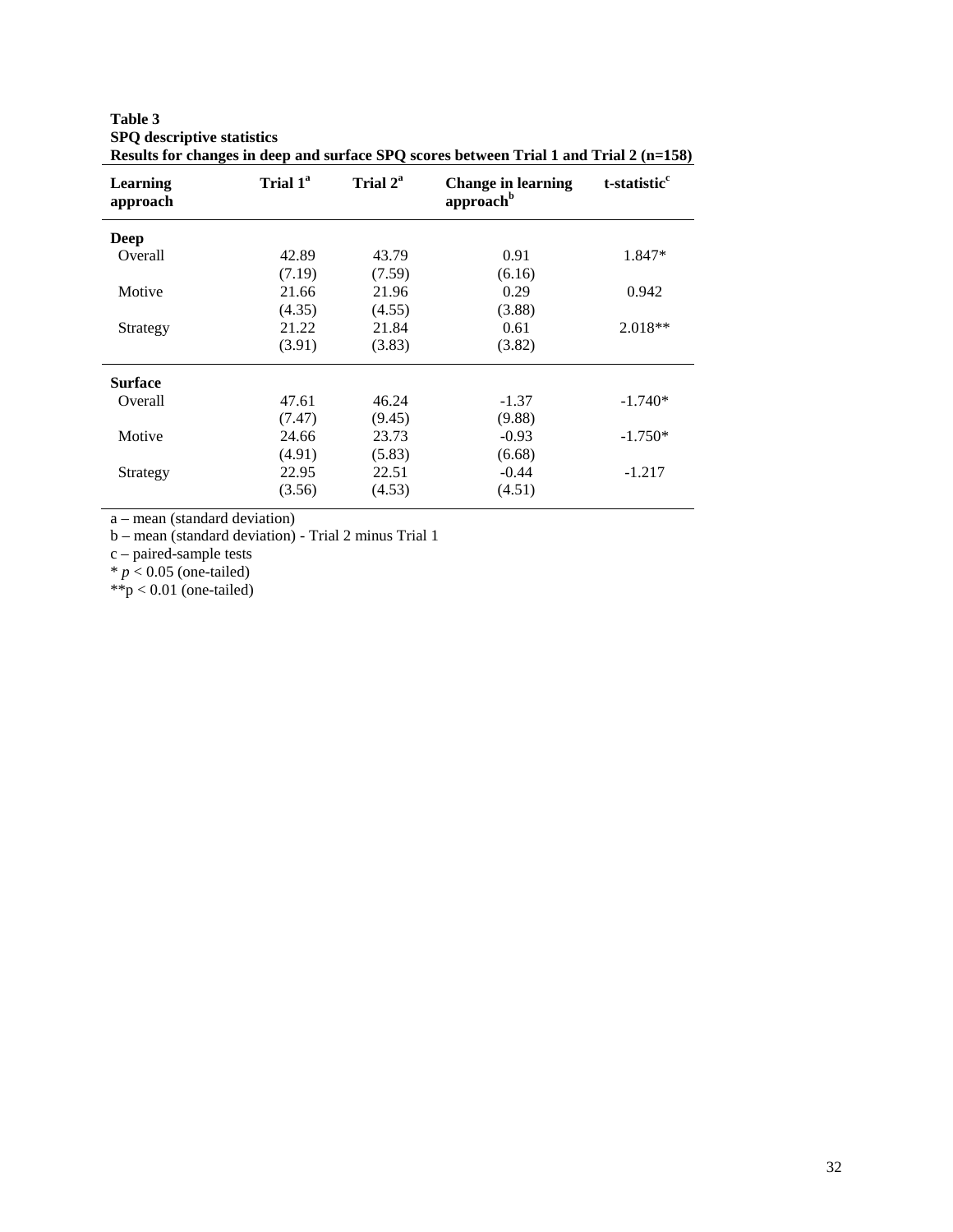**Table 3**
**SPQ descriptive statistics**
**Results for changes in deep and surface SPQ scores between Trial 1 and Trial 2 (n=158)**

| Learning approach | Trial 1[a] | Trial 2[a] | Change in learning approach[b] | t-statistic[c] |
|---|---|---|---|---|
| **Deep** | | | | |
| Overall | 42.89 (7.19) | 43.79 (7.59) | 0.91 (6.16) | 1.847* |
| Motive | 21.66 (4.35) | 21.96 (4.55) | 0.29 (3.88) | 0.942 |
| Strategy | 21.22 (3.91) | 21.84 (3.83) | 0.61 (3.82) | 2.018** |
| **Surface** | | | | |
| Overall | 47.61 (7.47) | 46.24 (9.45) | -1.37 (9.88) | -1.740* |
| Motive | 24.66 (4.91) | 23.73 (5.83) | -0.93 (6.68) | -1.750* |
| Strategy | 22.95 (3.56) | 22.51 (4.53) | -0.44 (4.51) | -1.217 |

a – mean (standard deviation)
b – mean (standard deviation) - Trial 2 minus Trial 1
c – paired-sample tests
* $p < 0.05$ (one-tailed)
** $p < 0.01$ (one-tailed)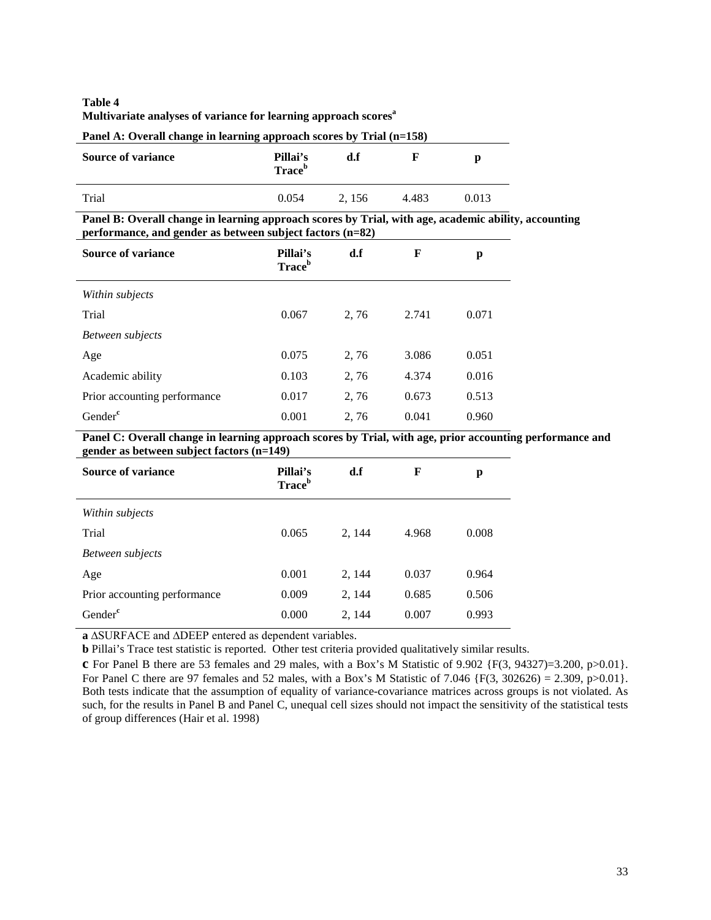**Table 4**
**Multivariate analyses of variance for learning approach scores[a]**

**Panel A: Overall change in learning approach scores by Trial (n=158)**

| Source of variance | Pillai's Trace[b] | d.f | F | p |
|---|---|---|---|---|
| Trial | 0.054 | 2, 156 | 4.483 | 0.013 |

**Panel B: Overall change in learning approach scores by Trial, with age, academic ability, accounting performance, and gender as between subject factors (n=82)**

| Source of variance | Pillai's Trace[b] | d.f | F | p |
|---|---|---|---|---|
| *Within subjects* | | | | |
| Trial | 0.067 | 2, 76 | 2.741 | 0.071 |
| *Between subjects* | | | | |
| Age | 0.075 | 2, 76 | 3.086 | 0.051 |
| Academic ability | 0.103 | 2, 76 | 4.374 | 0.016 |
| Prior accounting performance | 0.017 | 2, 76 | 0.673 | 0.513 |
| Gender[c] | 0.001 | 2, 76 | 0.041 | 0.960 |

**Panel C: Overall change in learning approach scores by Trial, with age, prior accounting performance and gender as between subject factors (n=149)**

| Source of variance | Pillai's Trace[b] | d.f | F | p |
|---|---|---|---|---|
| *Within subjects* | | | | |
| Trial | 0.065 | 2, 144 | 4.968 | 0.008 |
| *Between subjects* | | | | |
| Age | 0.001 | 2, 144 | 0.037 | 0.964 |
| Prior accounting performance | 0.009 | 2, 144 | 0.685 | 0.506 |
| Gender[c] | 0.000 | 2, 144 | 0.007 | 0.993 |

**a** ΔSURFACE and ΔDEEP entered as dependent variables.

**b** Pillai's Trace test statistic is reported. Other test criteria provided qualitatively similar results.

**c** For Panel B there are 53 females and 29 males, with a Box's M Statistic of 9.902 {$F(3, 94327)=3.200$, $p>0.01$}. For Panel C there are 97 females and 52 males, with a Box's M Statistic of 7.046 {$F(3, 302626) = 2.309$, $p>0.01$}. Both tests indicate that the assumption of equality of variance-covariance matrices across groups is not violated. As such, for the results in Panel B and Panel C, unequal cell sizes should not impact the sensitivity of the statistical tests of group differences (Hair et al. 1998)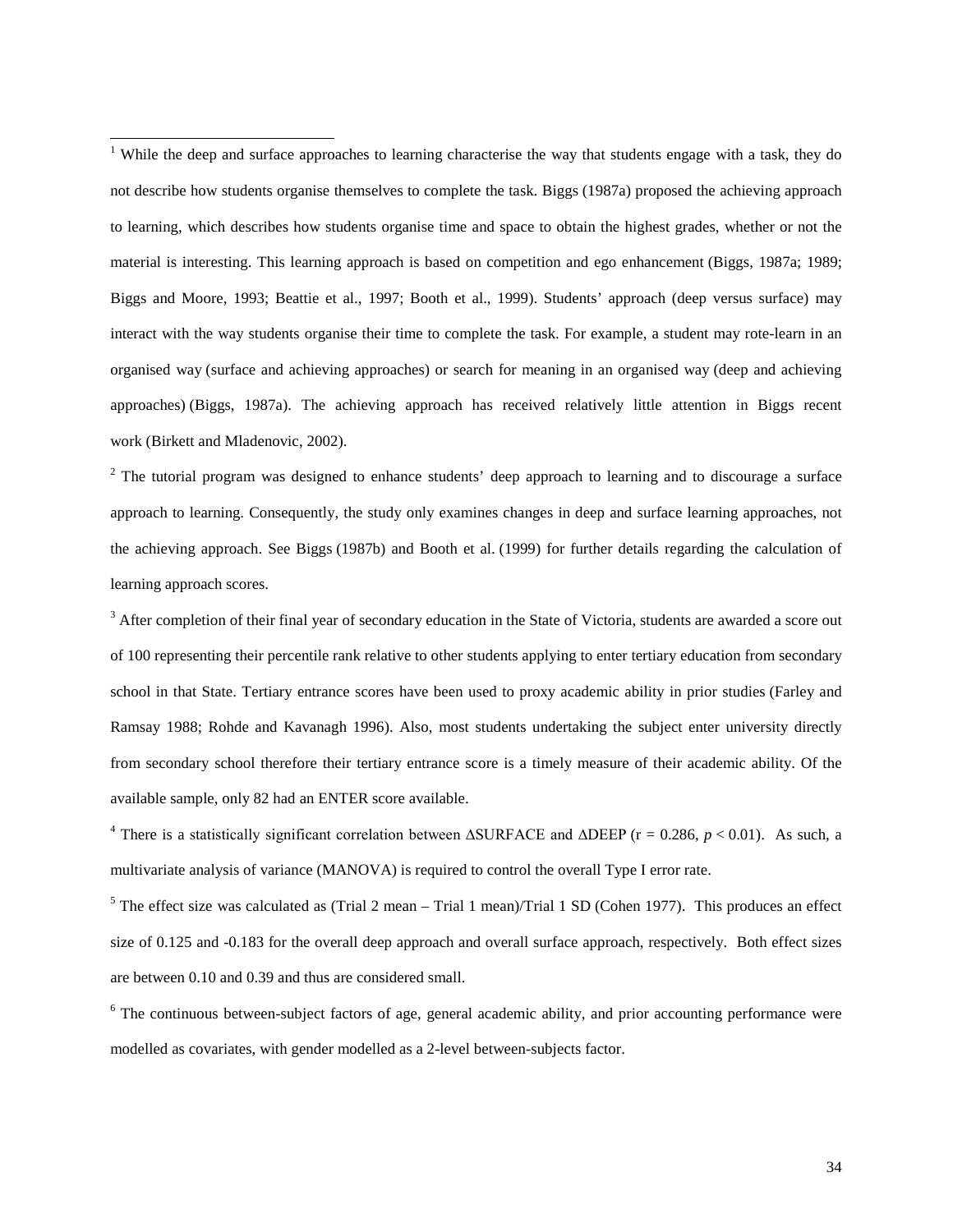[1] While the deep and surface approaches to learning characterise the way that students engage with a task, they do not describe how students organise themselves to complete the task. Biggs (1987a) proposed the achieving approach to learning, which describes how students organise time and space to obtain the highest grades, whether or not the material is interesting. This learning approach is based on competition and ego enhancement (Biggs, 1987a; 1989; Biggs and Moore, 1993; Beattie et al., 1997; Booth et al., 1999). Students' approach (deep versus surface) may interact with the way students organise their time to complete the task. For example, a student may rote-learn in an organised way (surface and achieving approaches) or search for meaning in an organised way (deep and achieving approaches) (Biggs, 1987a). The achieving approach has received relatively little attention in Biggs recent work (Birkett and Mladenovic, 2002).

[2] The tutorial program was designed to enhance students' deep approach to learning and to discourage a surface approach to learning. Consequently, the study only examines changes in deep and surface learning approaches, not the achieving approach. See Biggs (1987b) and Booth et al. (1999) for further details regarding the calculation of learning approach scores.

[3] After completion of their final year of secondary education in the State of Victoria, students are awarded a score out of 100 representing their percentile rank relative to other students applying to enter tertiary education from secondary school in that State. Tertiary entrance scores have been used to proxy academic ability in prior studies (Farley and Ramsay 1988; Rohde and Kavanagh 1996). Also, most students undertaking the subject enter university directly from secondary school therefore their tertiary entrance score is a timely measure of their academic ability. Of the available sample, only 82 had an ENTER score available.

[4] There is a statistically significant correlation between ΔSURFACE and ΔDEEP ($r = 0.286$, $p < 0.01$). As such, a multivariate analysis of variance (MANOVA) is required to control the overall Type I error rate.

[5] The effect size was calculated as (Trial 2 mean – Trial 1 mean)/Trial 1 SD (Cohen 1977). This produces an effect size of 0.125 and -0.183 for the overall deep approach and overall surface approach, respectively. Both effect sizes are between 0.10 and 0.39 and thus are considered small.

[6] The continuous between-subject factors of age, general academic ability, and prior accounting performance were modelled as covariates, with gender modelled as a 2-level between-subjects factor.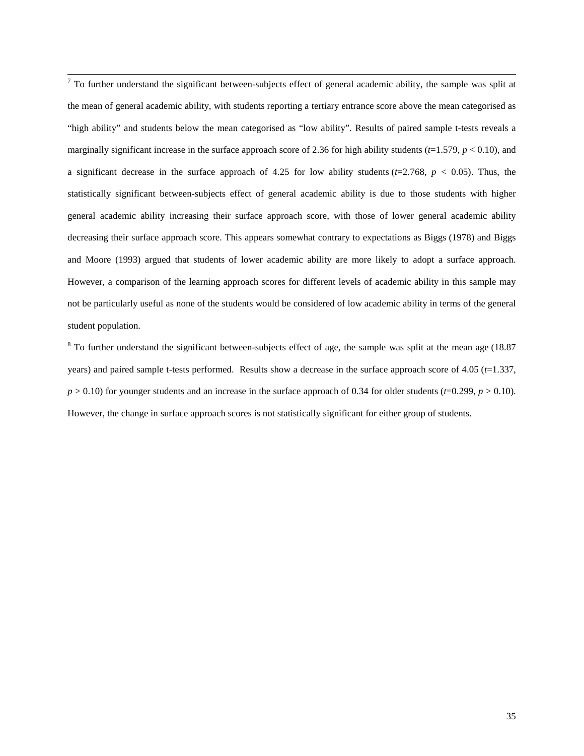[7] To further understand the significant between-subjects effect of general academic ability, the sample was split at the mean of general academic ability, with students reporting a tertiary entrance score above the mean categorised as "high ability" and students below the mean categorised as "low ability". Results of paired sample t-tests reveals a marginally significant increase in the surface approach score of 2.36 for high ability students ($t$=1.579, $p < 0.10$), and a significant decrease in the surface approach of 4.25 for low ability students ($t$=2.768, $p < 0.05$). Thus, the statistically significant between-subjects effect of general academic ability is due to those students with higher general academic ability increasing their surface approach score, with those of lower general academic ability decreasing their surface approach score. This appears somewhat contrary to expectations as Biggs (1978) and Biggs and Moore (1993) argued that students of lower academic ability are more likely to adopt a surface approach. However, a comparison of the learning approach scores for different levels of academic ability in this sample may not be particularly useful as none of the students would be considered of low academic ability in terms of the general student population.

[8] To further understand the significant between-subjects effect of age, the sample was split at the mean age (18.87 years) and paired sample t-tests performed. Results show a decrease in the surface approach score of 4.05 ($t$=1.337, $p > 0.10$) for younger students and an increase in the surface approach of 0.34 for older students ($t$=0.299, $p > 0.10$). However, the change in surface approach scores is not statistically significant for either group of students.